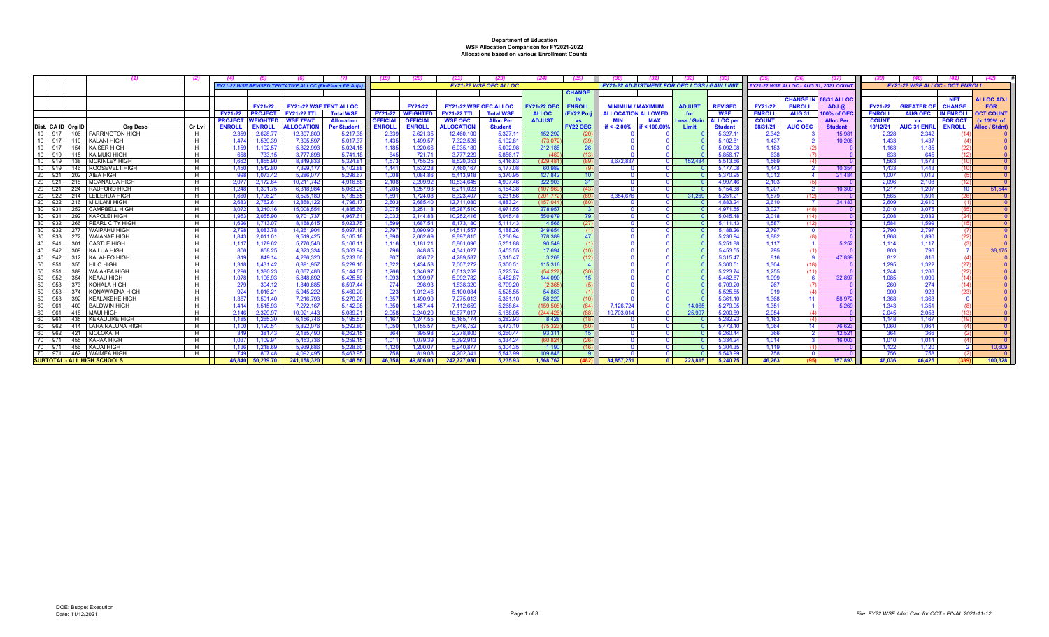# Department of Education
## WSF Allocation Comparison for FY2021-2022
### Allocations based on various Enrollment Counts

| | | | (1) | (2) | (4) | (5) | (6) | (7) | (19) | (20) | (21) | (23) | (24) | (25) | (30) | (31) | (32) | (33) | (35) | (36) | (37) | (39) | (40) | (41) | (42) |
|---|---|---|---|---|---|---|---|---|---|---|---|---|---|---|---|---|---|---|---|---|---|---|---|---|---|
| | | | | | FY21-22 WSF REVISED TENTATIVE ALLOC (FinPlan + FP Adjs) | | | | FY21-22 WSF OEC ALLOC | | | | | | FY21-22 ADJUSTMENT FOR OEC LOSS / GAIN LIMIT | | | | FY21-22 WSF ALLOC - AUG 31, 2021 COUNT | | | FY21-22 WSF ALLOC - OCT ENROLL | | | |
| | | | | | FY21-22 PROJECT ENROLL | FY21-22 PROJECT WEIGHTED ENROLL | FY21-22 WSF TENT ALLOC FY21-22 TTL WSF TENT. ALLOCATION | Total WSF Allocation Per Student | FY21-22 OFFICIAL ENROLL | FY21-22 WEIGHTED OFFICIAL ENROLL | FY21-22 WSF OEC ALLOC FY21-22 TTL WSF OEC ALLOCATION | Total WSF Alloc Per Student | FY21-22 OEC ALLOC ADJUST | CHANGE IN ENROLL (FY22 Proj vs FY22 OEC) | MINIMUM / MAXIMUM ALLOCATION ALLOWED MIN if < -2.00% | MAX if < 100.00% | ADJUST for Loss / Gain Limit | REVISED WSF ALLOC per Student | FY21-22 ENROLL COUNT 08/31/21 | CHANGE IN ENROLL AUG 31 vs. AUG OEC | 08/31 ALLOC ADJ @ 100% of OEC Alloc Per Student | FY21-22 COUNT 10/12/21 | GREATER OF AUG OEC or AUG 31 ENRL | NET CHANGE IN ENROLL FOR OCT ENROLL | ALLOC ADJ FOR OCT COUNT (x 100% of Alloc / Stdnt) |
| Dist. | CA ID | Org ID | Org Desc | Gr Lvl | | | | | | | | | | | | | | | | | | | | | |
| 10 | 917 | 106 | FARRINGTON HIGH | H | 2,359 | 2,628.77 | 12,307,809 | 5,217.38 | 2,339 | 2,621.35 | 12,460,100 | 5,327.11 | 152,292 | (20) | 0 | 0 | 0 | 5,327.11 | 2,342 | 3 | 15,981 | 2,328 | 2,342 | (14) | 0 |
| 10 | 917 | 119 | KALANI HIGH | H | 1,474 | 1,539.39 | 7,395,597 | 5,017.37 | 1,435 | 1,499.57 | 7,322,526 | 5,102.81 | (73,072) | (39) | 0 | 0 | 0 | 5,102.81 | 1,437 | 2 | 10,206 | 1,433 | 1,437 | (4) | 0 |
| 10 | 917 | 154 | KAISER HIGH | H | 1,159 | 1,192.57 | 5,822,993 | 5,024.15 | 1,185 | 1,220.66 | 6,035,180 | 5,092.98 | 212,188 | 26 | 0 | 0 | 0 | 5,092.98 | 1,183 | (2) | 0 | 1,163 | 1,185 | (22) | 0 |
| 10 | 919 | 115 | KAIMUKI HIGH | H | 658 | 733.15 | 3,777,698 | 5,741.18 | 645 | 721.71 | 3,777,229 | 5,856.17 | (469) | (13) | 0 | 0 | 0 | 5,856.17 | 638 | (7) | 0 | 633 | 645 | (12) | 0 |
| 10 | 919 | 138 | MCKINLEY HIGH | H | 1,662 | 1,855.90 | 8,849,833 | 5,324.81 | 1,573 | 1,755.25 | 8,520,353 | 5,416.63 | (329,481) | (89) | 8,672,837 | 0 | 152,484 | 5,513.56 | 1,569 | (4) | 0 | 1,563 | 1,573 | (10) | 0 |
| 10 | 919 | 146 | ROOSEVELT HIGH | H | 1,450 | 1,542.80 | 7,399,177 | 5,102.88 | 1,441 | 1,532.28 | 7,460,167 | 5,177.08 | 60,989 | (9) | 0 | 0 | 0 | 5,177.08 | 1,443 | 2 | 10,354 | 1,433 | 1,443 | (10) | 0 |
| 20 | 921 | 202 | AIEA HIGH | H | 998 | 1,073.42 | 5,286,077 | 5,296.67 | 1,008 | 1,084.88 | 5,413,918 | 5,370.95 | 127,842 | 10 | 0 | 0 | 0 | 5,370.95 | 1,012 | 4 | 21,484 | 1,007 | 1,012 | (5) | 0 |
| 20 | 921 | 218 | MOANALUA HIGH | H | 2,077 | 2,172.64 | 10,211,742 | 4,916.58 | 2,108 | 2,209.92 | 10,534,645 | 4,997.46 | 322,903 | 31 | 0 | 0 | 0 | 4,997.46 | 2,103 | (5) | 0 | 2,096 | 2,108 | (12) | 0 |
| 20 | 921 | 224 | RADFORD HIGH | H | 1,248 | 1,301.75 | 6,318,984 | 5,063.29 | 1,205 | 1,257.93 | 6,211,023 | 5,154.38 | (107,960) | (43) | 0 | 0 | 0 | 5,154.38 | 1,207 | 2 | 10,309 | 1,217 | 1,207 | 10 | 51,544 |
| 20 | 922 | 214 | LEILEHUA HIGH | H | 1,660 | 1,796.21 | 8,525,180 | 5,135.65 | 1,591 | 1,724.08 | 8,323,407 | 5,231.56 | (201,772) | (69) | 8,354,676 | 0 | 31,269 | 5,251.21 | 1,579 | (12) | 0 | 1,565 | 1,591 | (26) | 0 |
| 20 | 922 | 216 | MILILANI HIGH | H | 2,683 | 2,762.61 | 12,868,122 | 4,796.17 | 2,603 | 2,685.40 | 12,711,080 | 4,883.24 | (157,044) | (80) | 0 | 0 | 0 | 4,883.24 | 2,610 | 7 | 34,183 | 2,609 | 2,610 | (1) | 0 |
| 30 | 931 | 252 | CAMPBELL HIGH | H | 3,072 | 3,240.16 | 15,008,554 | 4,885.60 | 3,075 | 3,251.18 | 15,287,510 | 4,971.55 | 278,957 | 3 | 0 | 0 | 0 | 4,971.55 | 3,027 | (48) | 0 | 3,010 | 3,075 | (65) | 0 |
| 30 | 931 | 292 | KAPOLEI HIGH | H | 1,953 | 2,055.90 | 9,701,737 | 4,967.61 | 2,032 | 2,144.83 | 10,252,416 | 5,045.48 | 550,679 | 79 | 0 | 0 | 0 | 5,045.48 | 2,018 | (14) | 0 | 2,008 | 2,032 | (24) | 0 |
| 30 | 932 | 266 | PEARL CITY HIGH | H | 1,626 | 1,713.07 | 8,168,615 | 5,023.75 | 1,599 | 1,687.54 | 8,173,180 | 5,111.43 | 4,566 | (27) | 0 | 0 | 0 | 5,111.43 | 1,587 | (12) | 0 | 1,584 | 1,599 | (15) | 0 |
| 30 | 932 | 277 | WAIPAHU HIGH | H | 2,798 | 3,083.78 | 14,261,904 | 5,097.18 | 2,797 | 3,090.90 | 14,511,557 | 5,188.26 | 249,654 | (1) | 0 | 0 | 0 | 5,188.26 | 2,797 | 0 | 0 | 2,790 | 2,797 | (7) | 0 |
| 30 | 933 | 272 | WAIANAE HIGH | H | 1,843 | 2,011.01 | 9,519,425 | 5,165.18 | 1,890 | 2,062.69 | 9,897,815 | 5,236.94 | 378,389 | 47 | 0 | 0 | 0 | 5,236.94 | 1,882 | (8) | 0 | 1,868 | 1,890 | (22) | 0 |
| 40 | 941 | 301 | CASTLE HIGH | H | 1,117 | 1,179.62 | 5,770,546 | 5,166.11 | 1,116 | 1,181.21 | 5,861,096 | 5,251.88 | 90,549 | (1) | 0 | 0 | 0 | 5,251.88 | 1,117 | 1 | 5,252 | 1,114 | 1,117 | (3) | 0 |
| 40 | 942 | 309 | KAILUA HIGH | H | 806 | 858.25 | 4,323,334 | 5,363.94 | 796 | 848.85 | 4,341,027 | 5,453.55 | 17,694 | (10) | 0 | 0 | 0 | 5,453.55 | 795 | (1) | 0 | 803 | 796 | 7 | 38,175 |
| 40 | 942 | 312 | KALAHEO HIGH | H | 819 | 849.14 | 4,286,320 | 5,233.60 | 807 | 836.72 | 4,289,587 | 5,315.47 | 3,268 | (12) | 0 | 0 | 0 | 5,315.47 | 816 | 9 | 47,839 | 812 | 816 | (4) | 0 |
| 50 | 951 | 355 | HILO HIGH | H | 1,318 | 1,431.42 | 6,891,957 | 5,229.10 | 1,322 | 1,434.58 | 7,007,272 | 5,300.51 | 115,316 | 4 | 0 | 0 | 0 | 5,300.51 | 1,304 | (18) | 0 | 1,295 | 1,322 | (27) | 0 |
| 50 | 951 | 389 | WAIAKEA HIGH | H | 1,296 | 1,380.23 | 6,667,486 | 5,144.67 | 1,266 | 1,346.97 | 6,613,259 | 5,223.74 | (54,227) | (30) | 0 | 0 | 0 | 5,223.74 | 1,255 | (11) | 0 | 1,244 | 1,266 | (22) | 0 |
| 50 | 952 | 354 | KEAAU HIGH | H | 1,078 | 1,196.93 | 5,848,692 | 5,425.50 | 1,093 | 1,209.97 | 5,992,782 | 5,482.87 | 144,090 | 15 | 0 | 0 | 0 | 5,482.87 | 1,099 | 6 | 32,897 | 1,085 | 1,099 | (14) | 0 |
| 50 | 953 | 373 | KOHALA HIGH | H | 279 | 304.12 | 1,840,685 | 6,597.44 | 274 | 298.93 | 1,838,320 | 6,709.20 | (2,365) | (5) | 0 | 0 | 0 | 6,709.20 | 267 | (7) | 0 | 260 | 274 | (14) | 0 |
| 50 | 953 | 374 | KONAWAENA HIGH | H | 924 | 1,016.21 | 5,045,222 | 5,460.20 | 923 | 1,012.46 | 5,100,084 | 5,525.55 | 54,863 | (1) | 0 | 0 | 0 | 5,525.55 | 919 | (4) | 0 | 900 | 923 | (23) | 0 |
| 50 | 953 | 392 | KEALAKEHE HIGH | H | 1,367 | 1,501.40 | 7,216,793 | 5,279.29 | 1,357 | 1,490.90 | 7,275,013 | 5,361.10 | 58,220 | (10) | 0 | 0 | 0 | 5,361.10 | 1,368 | 11 | 58,972 | 1,368 | 1,368 | 0 | 0 |
| 60 | 961 | 400 | BALDWIN HIGH | H | 1,414 | 1,515.93 | 7,272,167 | 5,142.98 | 1,350 | 1,457.44 | 7,112,659 | 5,268.64 | (159,508) | (64) | 7,126,724 | 0 | 14,065 | 5,279.05 | 1,351 | 1 | 5,269 | 1,343 | 1,351 | (8) | 0 |
| 60 | 961 | 418 | MAUI HIGH | H | 2,146 | 2,329.97 | 10,921,443 | 5,089.21 | 2,058 | 2,240.20 | 10,677,017 | 5,188.05 | (244,426) | (88) | 10,703,014 | 0 | 25,997 | 5,200.69 | 2,054 | (4) | 0 | 2,045 | 2,058 | (13) | 0 |
| 60 | 981 | 435 | KEKAULIKE HIGH | H | 1,185 | 1,265.30 | 6,156,746 | 5,195.57 | 1,167 | 1,247.55 | 6,165,174 | 5,282.93 | 8,428 | (18) | 0 | 0 | 0 | 5,282.93 | 1,163 | (4) | 0 | 1,148 | 1,167 | (19) | 0 |
| 60 | 962 | 414 | LAHAINALUNA HIGH | H | 1,100 | 1,190.51 | 5,822,076 | 5,292.80 | 1,050 | 1,155.57 | 5,746,752 | 5,473.10 | (75,323) | (50) | 0 | 0 | 0 | 5,473.10 | 1,064 | 14 | 76,623 | 1,060 | 1,064 | (4) | 0 |
| 60 | 962 | 421 | MOLOKAI HI | H | 349 | 381.43 | 2,185,490 | 6,262.15 | 364 | 395.98 | 2,278,800 | 6,260.44 | 93,311 | 15 | 0 | 0 | 0 | 6,260.44 | 366 | 2 | 12,521 | 364 | 366 | (2) | 0 |
| 70 | 971 | 455 | KAPAA HIGH | H | 1,037 | 1,109.91 | 5,453,736 | 5,259.15 | 1,011 | 1,079.39 | 5,392,913 | 5,334.24 | (60,824) | (26) | 0 | 0 | 0 | 5,334.24 | 1,014 | 3 | 16,003 | 1,010 | 1,014 | (4) | 0 |
| 70 | 971 | 456 | KAUAI HIGH | H | 1,136 | 1,218.69 | 5,939,686 | 5,228.60 | 1,120 | 1,200.07 | 5,940,877 | 5,304.35 | 1,190 | (16) | 0 | 0 | 0 | 5,304.35 | 1,119 | (1) | 0 | 1,122 | 1,120 | 2 | 10,609 |
| 70 | 971 | 462 | WAIMEA HIGH | H | 749 | 807.48 | 4,092,495 | 5,463.95 | 758 | 819.08 | 4,202,341 | 5,543.99 | 109,846 | 9 | 0 | 0 | 0 | 5,543.99 | 758 | 0 | 0 | 756 | 758 | (2) | 0 |
| **SUBTOTAL - ALL HIGH SCHOOLS** | | | | | 46,840 | 50,239.76 | 241,158,320 | 5,148.56 | 46,358 | 49,806.00 | 242,727,080 | 5,235.93 | 1,568,762 | (482) | 34,857,251 | 0 | 223,815 | 5,240.75 | 46,263 | (95) | 357,893 | 46,036 | 46,425 | (389) | 100,328 |

DOE: Budget Execution
Date: 11/12/2021

File: FY22 WSF Alloc Calc for OCT - FINAL 2021-11-12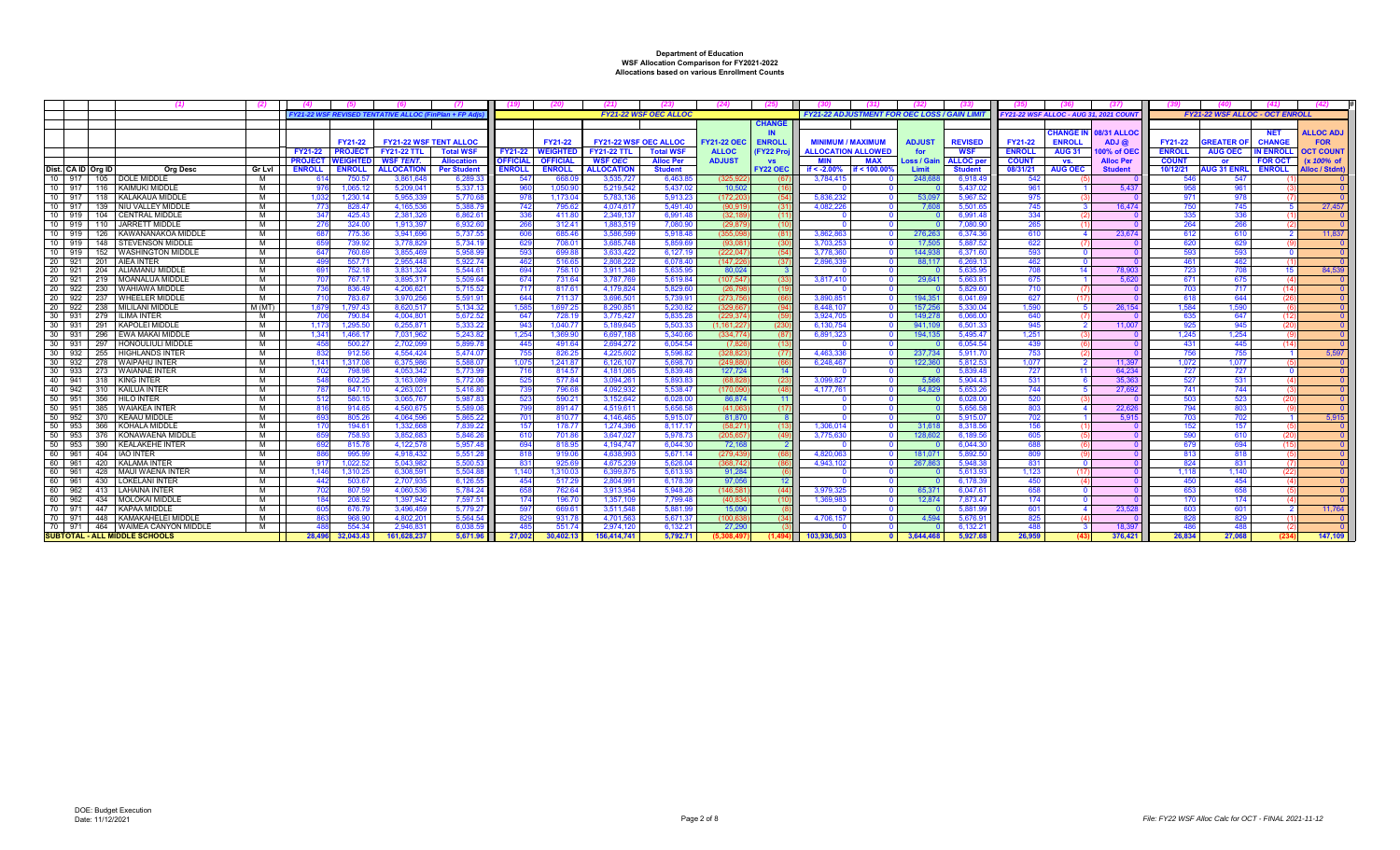# Department of Education
## WSF Allocation Comparison for FY2021-2022
### Allocations based on various Enrollment Counts

| Dist. | CA ID | Org ID | Org Desc (1) | Gr Lvl (2) | FY21-22 ENROLL (4) | FY21-22 PROJECT WEIGHTED ENROLL (5) | FY21-22 TTL WSF TENT. ALLOCATION (6) | Total WSF Allocation Per Student (7) | FY21-22 OFFICIAL ENROLL (19) | FY21-22 OFFICIAL WEIGHTED ENROLL (20) | FY21-22 TTL WSF OEC ALLOCATION (21) | Total WSF Alloc Per Student (23) | FY21-22 OEC ALLOC ADJUST (24) | CHANGE IN ENROLL (FY22 Proj vs FY22 OEC) (25) | MINIMUM / MAXIMUM ALLOCATION ALLOWED MIN if < -2.00% (30) | MAX if < 100.00% (31) | ADJUST for Loss / Gain Limit (32) | REVISED WSF ALLOC per Student (33) | FY21-22 ENROLL COUNT 08/31/21 (35) | CHANGE IN ENROLL AUG 31 vs. AUG OEC (36) | 08/31 ALLOC ADJ @ 100% of OEC Alloc Per Student (37) | FY21-22 ENROLL COUNT 10/12/21 (39) | GREATER OF AUG OEC or AUG 31 ENRL (40) | NET CHANGE IN ENROLL FOR OCT (41) | ALLOC ADJ FOR OCT COUNT (x 100% of Alloc / Stdnt) (42) |
|---|---|---|---|---|---|---|---|---|---|---|---|---|---|---|---|---|---|---|---|---|---|---|---|---|---|
| 10 | 917 | 105 | DOLE MIDDLE | M | 614 | 750.57 | 3,861,648 | 6,289.33 | 547 | 668.09 | 3,535,727 | 6,463.85 | (325,922) | (67) | 3,784,415 | 0 | 248,688 | 6,918.49 | 542 | (5) | 0 | 546 | 547 | (1) | 0 |
| 10 | 917 | 116 | KAIMUKI MIDDLE | M | 976 | 1,065.12 | 5,209,041 | 5,337.13 | 960 | 1,050.90 | 5,219,542 | 5,437.02 | 10,502 | (16) | 0 | 0 | 0 | 5,437.02 | 961 | 1 | 5,437 | 958 | 961 | (3) | 0 |
| 10 | 917 | 118 | KALAKAUA MIDDLE | M | 1,032 | 1,230.14 | 5,955,339 | 5,770.68 | 978 | 1,173.04 | 5,783,136 | 5,913.23 | (172,203) | (54) | 5,836,232 | 0 | 53,097 | 5,967.52 | 975 | (3) | 0 | 971 | 978 | (7) | 0 |
| 10 | 917 | 139 | NIU VALLEY MIDDLE | M | 773 | 828.47 | 4,165,536 | 5,388.79 | 742 | 795.62 | 4,074,617 | 5,491.40 | (90,919) | (31) | 4,082,226 | 0 | 7,608 | 5,501.65 | 745 | 3 | 16,474 | 750 | 745 | 5 | 27,457 |
| 10 | 919 | 104 | CENTRAL MIDDLE | M | 347 | 425.43 | 2,381,326 | 6,862.61 | 336 | 411.80 | 2,349,137 | 6,991.48 | (32,189) | (11) | 0 | 0 | 0 | 6,991.48 | 334 | (2) | 0 | 335 | 336 | (1) | 0 |
| 10 | 919 | 110 | JARRETT MIDDLE | M | 276 | 324.00 | 1,913,397 | 6,932.60 | 266 | 312.41 | 1,883,519 | 7,080.90 | (29,879) | (10) | 0 | 0 | 0 | 7,080.90 | 265 | (1) | 0 | 264 | 266 | (2) | 0 |
| 10 | 919 | 126 | KAWANANAKOA MIDDLE | M | 687 | 775.36 | 3,941,696 | 5,737.55 | 606 | 685.48 | 3,586,599 | 5,918.48 | (355,098) | (81) | 3,862,863 | 0 | 276,263 | 6,374.36 | 610 | 4 | 23,674 | 612 | 610 | 2 | 11,837 |
| 10 | 919 | 148 | STEVENSON MIDDLE | M | 659 | 739.92 | 3,778,829 | 5,734.19 | 629 | 708.01 | 3,685,748 | 5,859.69 | (93,081) | (30) | 3,703,253 | 0 | 17,505 | 5,887.52 | 622 | (7) | 0 | 620 | 629 | (9) | 0 |
| 10 | 919 | 152 | WASHINGTON MIDDLE | M | 647 | 760.69 | 3,855,469 | 5,958.99 | 593 | 699.88 | 3,633,422 | 6,127.19 | (222,047) | (54) | 3,778,360 | 0 | 144,938 | 6,371.60 | 593 | 0 | 0 | 593 | 593 | 0 | 0 |
| 20 | 921 | 201 | AIEA INTER | M | 499 | 557.71 | 2,955,448 | 5,922.74 | 462 | 516.65 | 2,808,222 | 6,078.40 | (147,226) | (37) | 2,896,339 | 0 | 88,117 | 6,269.13 | 462 | 0 | 0 | 461 | 462 | (1) | 0 |
| 20 | 921 | 204 | ALIAMANU MIDDLE | M | 691 | 752.18 | 3,831,324 | 5,544.61 | 694 | 758.10 | 3,911,348 | 5,635.95 | 80,024 | 3 | 0 | 0 | 0 | 5,635.95 | 708 | 14 | 78,903 | 723 | 708 | 15 | 84,539 |
| 20 | 921 | 219 | MOANALUA MIDDLE | M | 707 | 767.17 | 3,895,317 | 5,509.64 | 674 | 731.64 | 3,787,769 | 5,619.84 | (107,547) | (33) | 3,817,410 | 0 | 29,641 | 5,663.81 | 675 | 1 | 5,620 | 671 | 675 | (4) | 0 |
| 20 | 922 | 230 | WAHIAWA MIDDLE | M | 736 | 836.49 | 4,206,621 | 5,715.52 | 717 | 817.61 | 4,179,824 | 5,829.60 | (26,798) | (19) | 0 | 0 | 0 | 5,829.60 | 710 | (7) | 0 | 703 | 717 | (14) | 0 |
| 20 | 922 | 237 | WHEELER MIDDLE | M | 710 | 783.67 | 3,970,256 | 5,591.91 | 644 | 711.37 | 3,696,501 | 5,739.91 | (273,756) | (66) | 3,890,851 | 0 | 194,351 | 6,041.69 | 627 | (17) | 0 | 618 | 644 | (26) | 0 |
| 20 | 922 | 238 | MILILANI MIDDLE | M (MT) | 1,679 | 1,797.43 | 8,620,517 | 5,134.32 | 1,585 | 1,697.25 | 8,290,851 | 5,230.82 | (329,667) | (94) | 8,448,107 | 0 | 157,256 | 5,330.04 | 1,590 | 5 | 26,154 | 1,584 | 1,590 | (6) | 0 |
| 30 | 931 | 279 | ILIMA INTER | M | 706 | 790.84 | 4,004,801 | 5,672.52 | 647 | 728.19 | 3,775,427 | 5,835.28 | (229,374) | (59) | 3,924,705 | 0 | 149,278 | 6,066.00 | 640 | (7) | 0 | 635 | 647 | (12) | 0 |
| 30 | 931 | 291 | KAPOLEI MIDDLE | M | 1,173 | 1,295.50 | 6,255,871 | 5,333.22 | 943 | 1,040.77 | 5,189,645 | 5,503.33 | (1,161,227) | (230) | 6,130,754 | 0 | 941,109 | 6,501.33 | 945 | 2 | 11,007 | 925 | 945 | (20) | 0 |
| 30 | 931 | 296 | EWA MAKAI MIDDLE | M | 1,341 | 1,466.17 | 7,031,962 | 5,243.82 | 1,254 | 1,369.90 | 6,697,188 | 5,340.66 | (334,774) | (87) | 6,891,323 | 0 | 194,135 | 5,495.47 | 1,251 | (3) | 0 | 1,245 | 1,254 | (9) | 0 |
| 30 | 931 | 297 | HONOULIULI MIDDLE | M | 458 | 500.27 | 2,702,099 | 5,899.78 | 445 | 491.64 | 2,694,272 | 6,054.54 | (7,826) | (13) | 0 | 0 | 0 | 6,054.54 | 439 | (6) | 0 | 431 | 445 | (14) | 0 |
| 30 | 932 | 255 | HIGHLANDS INTER | M | 832 | 912.56 | 4,554,424 | 5,474.07 | 755 | 826.25 | 4,225,602 | 5,596.82 | (328,823) | (77) | 4,463,336 | 0 | 237,734 | 5,911.70 | 753 | (2) | 0 | 756 | 755 | 1 | 5,597 |
| 30 | 932 | 278 | WAIPAHU INTER | M | 1,141 | 1,317.08 | 6,375,986 | 5,588.07 | 1,075 | 1,241.87 | 6,126,107 | 5,698.70 | (249,880) | (66) | 6,248,467 | 0 | 122,360 | 5,812.53 | 1,077 | 2 | 11,397 | 1,072 | 1,077 | (5) | 0 |
| 30 | 933 | 273 | WAIANAE INTER | M | 702 | 798.98 | 4,053,342 | 5,773.99 | 716 | 814.57 | 4,181,065 | 5,839.48 | 127,724 | 14 | 0 | 0 | 0 | 5,839.48 | 727 | 11 | 64,234 | 727 | 727 | 0 | 0 |
| 40 | 941 | 318 | KING INTER | M | 548 | 602.25 | 3,163,089 | 5,772.06 | 525 | 577.84 | 3,094,261 | 5,893.83 | (68,828) | (23) | 3,099,827 | 0 | 5,566 | 5,904.43 | 531 | 6 | 35,363 | 527 | 531 | (4) | 0 |
| 40 | 942 | 310 | KAILUA INTER | M | 787 | 847.10 | 4,263,021 | 5,416.80 | 739 | 796.68 | 4,092,932 | 5,538.47 | (170,090) | (48) | 4,177,761 | 0 | 84,829 | 5,653.26 | 744 | 5 | 27,692 | 741 | 744 | (3) | 0 |
| 50 | 951 | 356 | HILO INTER | M | 512 | 580.15 | 3,065,767 | 5,987.83 | 523 | 590.21 | 3,152,642 | 6,028.00 | 86,874 | 11 | 0 | 0 | 0 | 6,028.00 | 520 | (3) | 0 | 503 | 523 | (20) | 0 |
| 50 | 951 | 385 | WAIAKEA INTER | M | 816 | 914.65 | 4,560,675 | 5,589.06 | 799 | 891.47 | 4,519,611 | 5,656.58 | (41,063) | (17) | 0 | 0 | 0 | 5,656.58 | 803 | 4 | 22,626 | 794 | 803 | (9) | 0 |
| 50 | 952 | 370 | KEAAU MIDDLE | M | 693 | 805.26 | 4,064,596 | 5,865.22 | 701 | 810.77 | 4,146,465 | 5,915.07 | 81,870 | 8 | 0 | 0 | 0 | 5,915.07 | 702 | 1 | 5,915 | 703 | 702 | 1 | 5,915 |
| 50 | 953 | 366 | KOHALA MIDDLE | M | 170 | 194.61 | 1,332,668 | 7,839.22 | 157 | 178.77 | 1,274,396 | 8,117.17 | (58,271) | (13) | 1,306,014 | 0 | 31,618 | 8,318.56 | 156 | (1) | 0 | 152 | 157 | (5) | 0 |
| 50 | 953 | 376 | KONAWAENA MIDDLE | M | 659 | 758.93 | 3,852,683 | 5,846.26 | 610 | 701.86 | 3,647,027 | 5,978.73 | (205,657) | (49) | 3,775,630 | 0 | 128,602 | 6,189.56 | 605 | (5) | 0 | 590 | 610 | (20) | 0 |
| 50 | 953 | 390 | KEALAKEHE INTER | M | 692 | 815.78 | 4,122,578 | 5,957.48 | 694 | 818.95 | 4,194,747 | 6,044.30 | 72,168 | 2 | 0 | 0 | 0 | 6,044.30 | 688 | (6) | 0 | 679 | 694 | (15) | 0 |
| 60 | 961 | 404 | IAO INTER | M | 886 | 995.99 | 4,918,432 | 5,551.28 | 818 | 919.06 | 4,638,993 | 5,671.14 | (279,439) | (68) | 4,820,063 | 0 | 181,071 | 5,892.50 | 809 | (9) | 0 | 813 | 818 | (5) | 0 |
| 60 | 961 | 420 | KALAMA INTER | M | 917 | 1,022.52 | 5,043,982 | 5,500.53 | 831 | 925.69 | 4,675,239 | 5,626.04 | (368,742) | (86) | 4,943,102 | 0 | 267,863 | 5,948.38 | 831 | 0 | 0 | 824 | 831 | (7) | 0 |
| 60 | 961 | 428 | MAUI WAENA INTER | M | 1,146 | 1,310.25 | 6,308,591 | 5,504.88 | 1,140 | 1,310.03 | 6,399,875 | 5,613.93 | 91,284 | (6) | 0 | 0 | 0 | 5,613.93 | 1,123 | (17) | 0 | 1,118 | 1,140 | (22) | 0 |
| 60 | 961 | 430 | LOKELANI INTER | M | 442 | 503.67 | 2,707,935 | 6,126.55 | 454 | 517.29 | 2,804,991 | 6,178.39 | 97,056 | 12 | 0 | 0 | 0 | 6,178.39 | 450 | (4) | 0 | 450 | 454 | (4) | 0 |
| 60 | 962 | 413 | LAHAINA INTER | M | 702 | 807.59 | 4,060,536 | 5,784.24 | 658 | 762.64 | 3,913,954 | 5,948.26 | (146,581) | (44) | 3,979,325 | 0 | 65,371 | 6,047.61 | 658 | 0 | 0 | 653 | 658 | (5) | 0 |
| 60 | 962 | 434 | MOLOKAI MIDDLE | M | 184 | 208.92 | 1,397,942 | 7,597.51 | 174 | 196.70 | 1,357,109 | 7,799.48 | (40,834) | (10) | 1,369,983 | 0 | 12,874 | 7,873.47 | 174 | 0 | 0 | 170 | 174 | (4) | 0 |
| 70 | 971 | 447 | KAPAA MIDDLE | M | 605 | 676.79 | 3,496,459 | 5,779.27 | 597 | 669.61 | 3,511,548 | 5,881.99 | 15,090 | (8) | 0 | 0 | 0 | 5,881.99 | 601 | 4 | 23,528 | 603 | 601 | 2 | 11,764 |
| 70 | 971 | 448 | KAMAKAHELEI MIDDLE | M | 863 | 968.90 | 4,802,201 | 5,564.54 | 829 | 931.78 | 4,701,563 | 5,671.37 | (100,638) | (34) | 4,706,157 | 0 | 4,594 | 5,676.91 | 825 | (4) | 0 | 828 | 829 | (1) | 0 |
| 70 | 971 | 464 | WAIMEA CANYON MIDDLE | M | 488 | 554.34 | 2,946,831 | 6,038.59 | 485 | 551.74 | 2,974,120 | 6,132.21 | 27,290 | (3) | 0 | 0 | 0 | 6,132.21 | 488 | 3 | 18,397 | 486 | 488 | (2) | 0 |
| **SUBTOTAL - ALL MIDDLE SCHOOLS** | | | | | **28,496** | **32,043.43** | **161,628,237** | **5,671.96** | **27,002** | **30,402.13** | **156,414,741** | **5,792.71** | **(5,308,497)** | **(1,494)** | **103,936,503** | **0** | **3,644,468** | **5,927.68** | **26,959** | **(43)** | **376,421** | **26,834** | **27,068** | **(234)** | **147,109** |

DOE: Budget Execution
Date: 11/12/2021

File: FY22 WSF Alloc Calc for OCT - FINAL 2021-11-12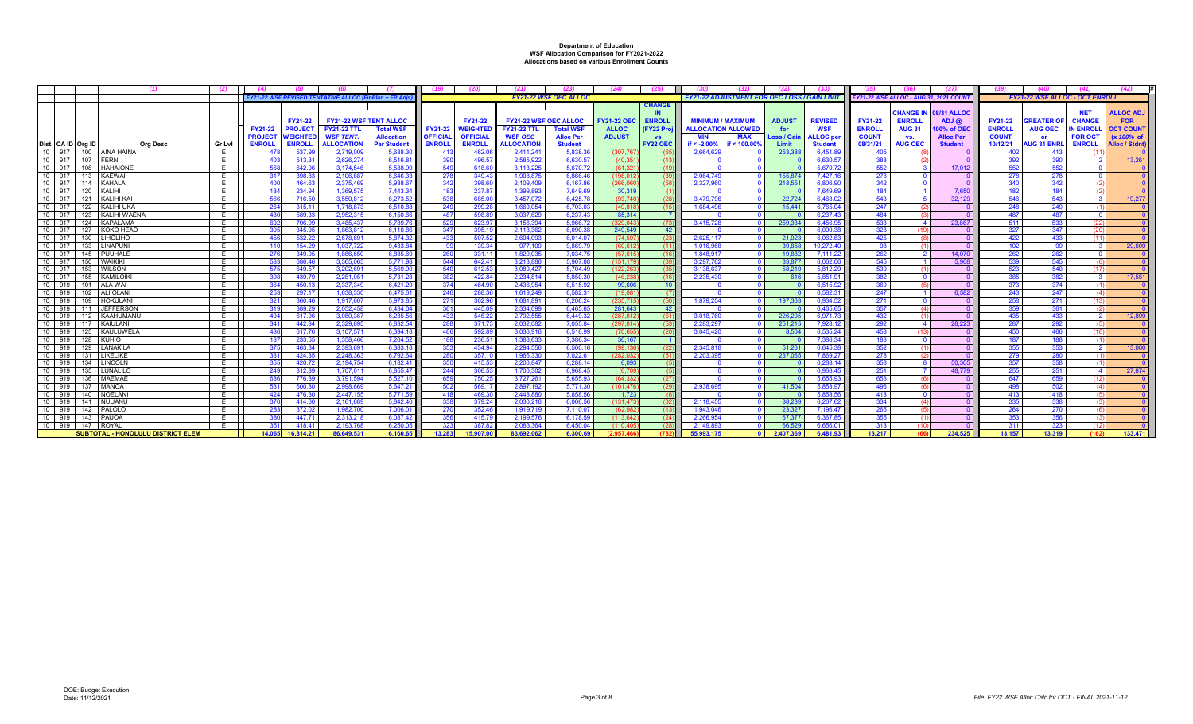# Department of Education
## WSF Allocation Comparison for FY2021-2022
### Allocations based on various Enrollment Counts

| Dist. | CA ID | Org ID | (1) Org Desc | (2) Gr Lvl | (4) FY21-22 ENROLL | (5) FY21-22 PROJECT WEIGHTED ENROLL. | (6) FY21-22 WSF TENT ALLOC FY21-22 TTL WSF TENT. ALLOCATION | (7) Total WSF Allocation Per Student | (19) FY21-22 OFFICIAL ENROLL | (20) FY21-22 WEIGHTED OFFICIAL ENROLL. | (21) FY21-22 WSF OEC ALLOC FY21-22 TTL WSF OEC ALLOCATION | (23) Total WSF Alloc Per Student | (24) FY21-22 OEC ALLOC ADJUST | (25) CHANGE IN ENROLL (FY22 Proj vs FY22 OEC | (30) MINIMUM / MAXIMUM ALLOCATION ALLOWED MIN if < -2.00% | (31) MAX if < 100.00% | (32) ADJUST for Loss / Gain Limit | (33) REVISED WSF ALLOC per Student | (35) FY21-22 ENROLL COUNT 08/31/21 | (36) CHANGE IN ENROLL AUG 31 vs. AUG OEC | (37) 08/31 ALLOC ADJ @ 100% of OEC Alloc Per Student | (39) FY21-22 ENROLL COUNT 10/12/21 | (40) GREATER OF AUG OEC or AUG 31 ENRL | (41) NET CHANGE IN ENROLL FOR OCT ENROLL | (42) ALLOC ADJ FOR OCT COUNT (x 100% of Alloc / Stdnt) |
|---|---|---|---|---|---|---|---|---|---|---|---|---|---|---|---|---|---|---|---|---|---|---|---|---|---|
| | | | | | FY21-22 WSF REVISED TENTATIVE ALLOC (FinPlan + FP Adjs) | | | | FY21-22 WSF OEC ALLOC | | | | | | FY21-22 ADJUSTMENT FOR OEC LOSS / GAIN LIMIT | | | | FY21-22 WSF ALLOC - AUG 31, 2021 COUNT | | | FY21-22 WSF ALLOC - OCT ENROLL | | | |
| 10 | 917 | 100 | AINA HAINA | E | 478 | 537.99 | 2,719,009 | 5,688.30 | 413 | 462.06 | 2,411,241 | 5,838.36 | (307,767) | (65) | 2,664,629 | 0 | 253,388 | 6,451.89 | 405 | (8) | 0 | 402 | 413 | (11) | 0 |
| 10 | 917 | 107 | FERN | E | 403 | 513.31 | 2,626,274 | 6,516.81 | 390 | 496.57 | 2,585,922 | 6,630.57 | (40,351) | (13) | 0 | 0 | 0 | 6,630.57 | 388 | (2) | 0 | 392 | 390 | 2 | 13,261 |
| 10 | 917 | 108 | HAHAIONE | E | 568 | 642.06 | 3,174,546 | 5,588.99 | 549 | 618.60 | 3,113,225 | 5,670.72 | (61,321) | (19) | 0 | 0 | 0 | 5,670.72 | 552 | 3 | 17,012 | 552 | 552 | 0 | 0 |
| 10 | 917 | 113 | KAEWAI | E | 317 | 398.83 | 2,106,887 | 6,646.33 | 278 | 349.43 | 1,908,875 | 6,866.46 | (198,012) | (39) | 2,064,749 | 0 | 155,874 | 7,427.16 | 278 | 0 | 0 | 278 | 278 | 0 | 0 |
| 10 | 917 | 114 | KAHALA | E | 400 | 464.63 | 2,375,469 | 5,938.67 | 342 | 398.60 | 2,109,409 | 6,167.86 | (266,060) | (58) | 2,327,960 | 0 | 218,551 | 6,806.90 | 342 | 0 | 0 | 340 | 342 | (2) | 0 |
| 10 | 917 | 120 | KALIHI | E | 184 | 234.94 | 1,369,575 | 7,443.34 | 183 | 237.87 | 1,399,893 | 7,649.69 | 30,319 | (1) | 0 | 0 | 0 | 7,649.69 | 184 | 1 | 7,650 | 182 | 184 | (2) | 0 |
| 10 | 917 | 121 | KALIHI KAI | E | 566 | 716.50 | 3,550,812 | 6,273.52 | 538 | 685.00 | 3,457,072 | 6,425.78 | (93,740) | (28) | 3,479,796 | 0 | 22,724 | 6,468.02 | 543 | 5 | 32,129 | 546 | 543 | 3 | 19,277 |
| 10 | 917 | 122 | KALIHI UKA | E | 264 | 315.11 | 1,718,873 | 6,510.88 | 249 | 299.28 | 1,669,054 | 6,703.03 | (49,818) | (15) | 1,684,496 | 0 | 15,441 | 6,765.04 | 247 | (2) | 0 | 248 | 249 | (1) | 0 |
| 10 | 917 | 123 | KALIHI WAENA | E | 480 | 589.33 | 2,952,315 | 6,150.66 | 487 | 598.89 | 3,037,629 | 6,237.43 | 85,314 | 7 | 0 | 0 | 0 | 6,237.43 | 484 | (3) | 0 | 487 | 487 | 0 | 0 |
| 10 | 917 | 124 | KAPALAMA | E | 602 | 706.99 | 3,485,437 | 5,789.76 | 529 | 623.97 | 3,156,394 | 5,966.72 | (329,043) | (73) | 3,415,728 | 0 | 259,334 | 6,456.95 | 533 | 4 | 23,867 | 511 | 533 | (22) | 0 |
| 10 | 917 | 127 | KOKO HEAD | E | 305 | 345.95 | 1,863,812 | 6,110.86 | 347 | 395.19 | 2,113,362 | 6,090.38 | 249,549 | 42 | 0 | 0 | 0 | 6,090.38 | 328 | (19) | 0 | 327 | 347 | (20) | 0 |
| 10 | 917 | 130 | LIHOLIHO | E | 456 | 532.22 | 2,678,691 | 5,874.32 | 433 | 507.52 | 2,604,093 | 6,014.07 | (74,597) | (23) | 2,625,117 | 0 | 21,023 | 6,062.63 | 425 | (8) | 0 | 422 | 433 | (11) | 0 |
| 10 | 917 | 133 | LINAPUNI | E | 110 | 154.29 | 1,037,722 | 9,433.84 | 99 | 139.34 | 977,109 | 9,869.79 | (60,612) | (11) | 1,016,968 | 0 | 39,858 | 10,272.40 | 98 | (1) | 0 | 102 | 99 | 3 | 29,609 |
| 10 | 917 | 145 | PUUHALE | E | 276 | 349.05 | 1,886,650 | 6,835.69 | 260 | 331.11 | 1,829,035 | 7,034.75 | (57,615) | (16) | 1,848,917 | 0 | 19,882 | 7,111.22 | 262 | 2 | 14,070 | 262 | 262 | 0 | 0 |
| 10 | 917 | 150 | WAIKIKI | E | 583 | 686.46 | 3,365,063 | 5,771.98 | 544 | 642.41 | 3,213,886 | 5,907.88 | (151,179) | (39) | 3,297,762 | 0 | 83,877 | 6,062.06 | 545 | 1 | 5,908 | 539 | 545 | (6) | 0 |
| 10 | 917 | 153 | WILSON | E | 575 | 649.57 | 3,202,691 | 5,569.90 | 540 | 612.53 | 3,080,427 | 5,704.49 | (122,263) | (35) | 3,138,637 | 0 | 58,210 | 5,812.29 | 539 | (1) | 0 | 523 | 540 | (17) | 0 |
| 10 | 917 | 155 | KAMILOIKI | E | 398 | 439.79 | 2,281,051 | 5,731.28 | 382 | 422.84 | 2,234,814 | 5,850.30 | (46,238) | (16) | 2,235,430 | 0 | 616 | 5,851.91 | 382 | 0 | 0 | 385 | 382 | 3 | 17,551 |
| 10 | 919 | 101 | ALA WAI | E | 364 | 450.13 | 2,337,349 | 6,421.29 | 374 | 464.90 | 2,436,954 | 6,515.92 | 99,606 | 10 | 0 | 0 | 0 | 6,515.92 | 369 | (5) | 0 | 373 | 374 | (1) | 0 |
| 10 | 919 | 102 | ALIIOLANI | E | 253 | 297.17 | 1,638,330 | 6,475.61 | 246 | 288.36 | 1,619,249 | 6,582.31 | (19,081) | (7) | 0 | 0 | 0 | 6,582.31 | 247 | 1 | 6,582 | 243 | 247 | (4) | 0 |
| 10 | 919 | 109 | HOKULANI | E | 321 | 360.46 | 1,917,607 | 5,973.85 | 271 | 302.96 | 1,681,891 | 6,206.24 | (235,715) | (50) | 1,879,254 | 0 | 197,363 | 6,934.52 | 271 | 0 | 0 | 258 | 271 | (13) | 0 |
| 10 | 919 | 111 | JEFFERSON | E | 319 | 389.29 | 2,052,458 | 6,434.04 | 361 | 445.09 | 2,334,099 | 6,465.65 | 281,643 | 42 | 0 | 0 | 0 | 6,465.65 | 357 | (4) | 0 | 359 | 361 | (2) | 0 |
| 10 | 919 | 112 | KAAHUMANU | E | 494 | 617.96 | 3,080,367 | 6,235.56 | 433 | 545.22 | 2,792,555 | 6,449.32 | (287,812) | (61) | 3,018,760 | 0 | 226,205 | 6,971.73 | 432 | (1) | 0 | 435 | 433 | 2 | 12,899 |
| 10 | 919 | 117 | KAIULANI | E | 341 | 442.84 | 2,329,895 | 6,832.54 | 288 | 371.73 | 2,032,082 | 7,055.84 | (297,814) | (53) | 2,283,297 | 0 | 251,215 | 7,928.12 | 292 | 4 | 28,223 | 287 | 292 | (5) | 0 |
| 10 | 919 | 125 | KAULUWELA | E | 486 | 617.76 | 3,107,571 | 6,394.18 | 466 | 592.89 | 3,036,916 | 6,516.99 | (70,655) | (20) | 3,045,420 | 0 | 8,504 | 6,535.24 | 453 | (13) | 0 | 450 | 466 | (16) | 0 |
| 10 | 919 | 128 | KUHIO | E | 187 | 233.55 | 1,358,466 | 7,264.52 | 188 | 236.51 | 1,388,633 | 7,386.34 | 30,167 | 1 | 0 | 0 | 0 | 7,386.34 | 188 | 0 | 0 | 187 | 188 | (1) | 0 |
| 10 | 919 | 129 | LANAKILA | E | 375 | 463.84 | 2,393,691 | 6,383.18 | 353 | 434.94 | 2,294,556 | 6,500.16 | (99,136) | (22) | 2,345,818 | 0 | 51,261 | 6,645.38 | 352 | (1) | 0 | 355 | 353 | 2 | 13,000 |
| 10 | 919 | 131 | LIKELIKE | E | 331 | 424.35 | 2,248,363 | 6,792.64 | 280 | 357.10 | 1,966,330 | 7,022.61 | (282,032) | (51) | 2,203,395 | 0 | 237,065 | 7,869.27 | 278 | (2) | 0 | 279 | 280 | (1) | 0 |
| 10 | 919 | 134 | LINCOLN | E | 355 | 420.72 | 2,194,754 | 6,182.41 | 350 | 415.53 | 2,200,847 | 6,288.14 | 6,093 | (5) | 0 | 0 | 0 | 6,288.14 | 358 | 8 | 50,305 | 357 | 358 | (1) | 0 |
| 10 | 919 | 135 | LUNALILO | E | 249 | 312.89 | 1,707,011 | 6,855.47 | 244 | 306.53 | 1,700,302 | 6,968.45 | (6,709) | (5) | 0 | 0 | 0 | 6,968.45 | 251 | 7 | 48,779 | 255 | 251 | 4 | 27,874 |
| 10 | 919 | 136 | MAEMAE | E | 686 | 776.39 | 3,791,594 | 5,527.10 | 659 | 750.25 | 3,727,261 | 5,655.93 | (64,332) | (27) | 0 | 0 | 0 | 5,655.93 | 653 | (6) | 0 | 647 | 659 | (12) | 0 |
| 10 | 919 | 137 | MANOA | E | 531 | 600.80 | 2,998,669 | 5,647.21 | 502 | 569.17 | 2,897,192 | 5,771.30 | (101,476) | (29) | 2,938,695 | 0 | 41,504 | 5,853.97 | 496 | (6) | 0 | 498 | 502 | (4) | 0 |
| 10 | 919 | 140 | NOELANI | E | 424 | 476.30 | 2,447,155 | 5,771.59 | 418 | 469.30 | 2,448,880 | 5,858.56 | 1,723 | (6) | 0 | 0 | 0 | 5,858.56 | 418 | 0 | 0 | 413 | 418 | (5) | 0 |
| 10 | 919 | 141 | NUUANU | E | 370 | 414.60 | 2,161,689 | 5,842.40 | 338 | 379.24 | 2,030,216 | 6,006.56 | (131,473) | (32) | 2,118,455 | 0 | 88,239 | 6,267.62 | 334 | (4) | 0 | 335 | 338 | (3) | 0 |
| 10 | 919 | 142 | PALOLO | E | 283 | 372.02 | 1,982,700 | 7,006.01 | 270 | 352.46 | 1,919,719 | 7,110.07 | (62,982) | (13) | 1,943,046 | 0 | 23,327 | 7,196.47 | 265 | (5) | 0 | 264 | 270 | (6) | 0 |
| 10 | 919 | 143 | PAUOA | E | 380 | 447.71 | 2,313,218 | 6,087.42 | 356 | 415.79 | 2,199,576 | 6,178.59 | (113,642) | (24) | 2,266,954 | 0 | 67,377 | 6,367.85 | 355 | (1) | 0 | 353 | 356 | (3) | 0 |
| 10 | 919 | 147 | ROYAL | E | 351 | 418.41 | 2,193,768 | 6,250.05 | 323 | 387.82 | 2,083,364 | 6,450.04 | (110,405) | (28) | 2,149,893 | 0 | 66,529 | 6,656.01 | 313 | (10) | 0 | 311 | 323 | (12) | 0 |
| | | | SUBTOTAL - HONOLULU DISTRICT ELEM | | 14,065 | 16,814.21 | 86,649,531 | 6,160.65 | 13,283 | 15,907.00 | 83,692,062 | 6,300.69 | (2,957,466) | (782) | 55,993,175 | 0 | 2,407,369 | 6,481.93 | 13,217 | (66) | 234,525 | 13,157 | 13,319 | (162) | 133,471 |

DOE: Budget Execution
Date: 11/12/2021

File: FY22 WSF Alloc Calc for OCT - FINAL 2021-11-12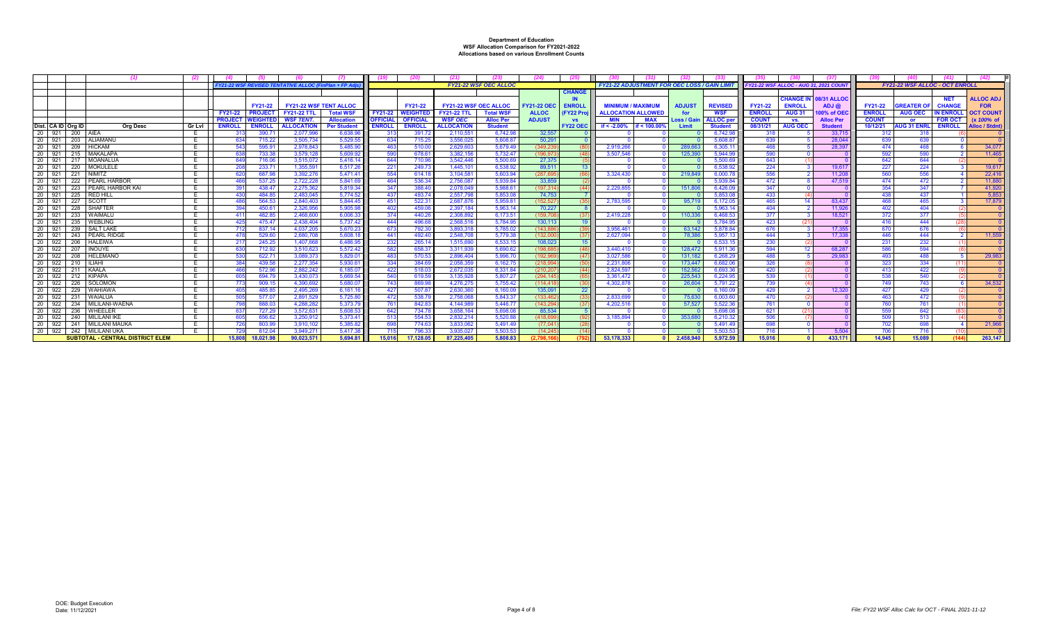# Department of Education
## WSF Allocation Comparison for FY2021-2022
### Allocations based on various Enrollment Counts

| Dist. | CA ID | Org ID | (1) Org Desc | (2) Gr Lvl | (4) FY21-22 PROJECT ENROLL | (5) FY21-22 PROJECT WEIGHTED ENROLL | (6) FY21-22 TTL WSF TENT. ALLOCATION | (7) Total WSF Allocation Per Student | (19) FY21-22 OFFICIAL ENROLL | (20) FY21-22 OFFICIAL WEIGHTED ENROLL | (21) FY21-22 TTL WSF OEC ALLOCATION | (23) Total WSF Alloc Per Student | (24) FY21-22 OEC ALLOC ADJUST | (25) CHANGE IN ENROLL (FY22 Proj vs FY22 OEC) | (30) MIN if < -2.00% | (31) MAX if < 100.00% | (32) ADJUST for Loss / Gain Limit | (33) REVISED WSF ALLOC per Student | (35) FY21-22 ENROLL COUNT 08/31/21 | (36) ENROLL AUG 31 vs. AUG OEC | (37) CHANGE IN 08/31 ALLOC ADJ @ 100% of OEC Alloc Per Student | (39) FY21-22 ENROLL COUNT 10/12/21 | (40) GREATER OF AUG OEC or AUG 31 ENRL | (41) NET CHANGE IN ENROLL FOR OCT ENROLL | (42) ALLOC ADJ FOR OCT COUNT (x 100% of Alloc / Stdnt) |
|---|---|---|---|---|---|---|---|---|---|---|---|---|---|---|---|---|---|---|---|---|---|---|---|---|---|
| | | | | | *FY21-22 WSF REVISED TENTATIVE ALLOC (FinPlan + FP Adjs)* | | | | *FY21-22 WSF OEC ALLOC* | | | | | | *FY21-22 ADJUSTMENT FOR OEC LOSS / GAIN LIMIT* | | | | *FY21-22 WSF ALLOC - AUG 31, 2021 COUNT* | | | *FY21-22 WSF ALLOC - OCT ENROLL* | | | |
| 20 | 921 | 200 | AIEA | E | 313 | 390.71 | 2,077,996 | 6,638.96 | 313 | 391.72 | 2,110,551 | 6,742.98 | 32,557 | 0 | 0 | 0 | 0 | 6,742.98 | 318 | 5 | 33,715 | 312 | 318 | (6) | 0 |
| 20 | 921 | 203 | ALIAMANU | E | 634 | 715.22 | 3,505,734 | 5,529.55 | 634 | 715.25 | 3,556,025 | 5,608.87 | 50,291 | 0 | 0 | 0 | 0 | 5,608.87 | 639 | 5 | 28,044 | 639 | 639 | 0 | 0 |
| 20 | 921 | 209 | HICKAM | E | 543 | 595.91 | 2,978,843 | 5,485.90 | 463 | 510.00 | 2,629,603 | 5,679.49 | (349,239) | (80) | 2,919,266 | 0 | 289,663 | 6,305.11 | 468 | 5 | 28,397 | 474 | 468 | 6 | 34,077 |
| 20 | 921 | 215 | MAKALAPA | E | 638 | 733.38 | 3,579,128 | 5,609.92 | 590 | 678.61 | 3,382,156 | 5,732.47 | (196,973) | (48) | 3,507,546 | 0 | 125,390 | 5,944.99 | 590 | 0 | 0 | 592 | 590 | 2 | 11,465 |
| 20 | 921 | 217 | MOANALUA | E | 649 | 716.06 | 3,515,072 | 5,416.14 | 644 | 710.96 | 3,542,446 | 5,500.69 | 27,375 | (5) | 0 | 0 | 0 | 5,500.69 | 643 | (1) | 0 | 642 | 644 | (2) | 0 |
| 20 | 921 | 220 | MOKULELE | E | 208 | 233.71 | 1,355,591 | 6,517.26 | 221 | 249.73 | 1,445,101 | 6,538.92 | 89,511 | 13 | 0 | 0 | 0 | 6,538.92 | 224 | 3 | 19,617 | 227 | 224 | 3 | 19,617 |
| 20 | 921 | 221 | NIMITZ | E | 620 | 687.98 | 3,392,276 | 5,471.41 | 554 | 614.18 | 3,104,581 | 5,603.94 | (287,695) | (66) | 3,324,430 | 0 | 219,849 | 6,000.78 | 556 | 2 | 11,208 | 560 | 556 | 4 | 22,416 |
| 20 | 921 | 222 | PEARL HARBOR | E | 466 | 537.25 | 2,722,228 | 5,841.69 | 464 | 536.34 | 2,756,087 | 5,939.84 | 33,859 | (2) | 0 | 0 | 0 | 5,939.84 | 472 | 8 | 47,519 | 474 | 472 | 2 | 11,880 |
| 20 | 921 | 223 | PEARL HARBOR KAI | E | 391 | 438.47 | 2,275,362 | 5,819.34 | 347 | 388.40 | 2,078,049 | 5,988.61 | (197,314) | (44) | 2,229,855 | 0 | 151,806 | 6,426.09 | 347 | 0 | 0 | 354 | 347 | 7 | 41,920 |
| 20 | 921 | 225 | RED HILL | E | 430 | 484.85 | 2,483,045 | 5,774.52 | 437 | 493.74 | 2,557,798 | 5,853.08 | 74,753 | 7 | 0 | 0 | 0 | 5,853.08 | 433 | (4) | 0 | 438 | 437 | 1 | 5,853 |
| 20 | 921 | 227 | SCOTT | E | 486 | 564.53 | 2,840,403 | 5,844.45 | 451 | 522.31 | 2,687,876 | 5,959.81 | (152,527) | (35) | 2,783,595 | 0 | 95,719 | 6,172.05 | 465 | 14 | 83,437 | 468 | 465 | 3 | 17,879 |
| 20 | 921 | 228 | SHAFTER | E | 394 | 450.61 | 2,326,956 | 5,905.98 | 402 | 459.06 | 2,397,184 | 5,963.14 | 70,227 | 8 | 0 | 0 | 0 | 5,963.14 | 404 | 2 | 11,926 | 402 | 404 | (2) | 0 |
| 20 | 921 | 233 | WAIMALU | E | 411 | 482.85 | 2,468,600 | 6,006.33 | 374 | 440.26 | 2,308,892 | 6,173.51 | (159,708) | (37) | 2,419,228 | 0 | 110,336 | 6,468.53 | 377 | 3 | 18,521 | 372 | 377 | (5) | 0 |
| 20 | 921 | 235 | WEBLING | E | 425 | 475.47 | 2,438,404 | 5,737.42 | 444 | 496.68 | 2,568,516 | 5,784.95 | 130,113 | 19 | 0 | 0 | 0 | 5,784.95 | 423 | (21) | 0 | 416 | 444 | (28) | 0 |
| 20 | 921 | 239 | SALT LAKE | E | 712 | 837.14 | 4,037,205 | 5,670.23 | 673 | 792.30 | 3,893,318 | 5,785.02 | (143,886) | (39) | 3,956,461 | 0 | 63,142 | 5,878.84 | 676 | 3 | 17,355 | 670 | 676 | (6) | 0 |
| 20 | 921 | 243 | PEARL RIDGE | E | 478 | 529.60 | 2,680,708 | 5,608.18 | 441 | 492.40 | 2,548,708 | 5,779.38 | (132,000) | (37) | 2,627,094 | 0 | 78,386 | 5,957.13 | 444 | 3 | 17,338 | 446 | 444 | 2 | 11,559 |
| 20 | 922 | 206 | HALEIWA | E | 217 | 245.25 | 1,407,668 | 6,486.95 | 232 | 265.14 | 1,515,690 | 6,533.15 | 108,023 | 15 | 0 | 0 | 0 | 6,533.15 | 230 | (2) | 0 | 231 | 232 | (1) | 0 |
| 20 | 922 | 207 | INOUYE | E | 630 | 712.92 | 3,510,623 | 5,572.42 | 582 | 658.37 | 3,311,939 | 5,690.62 | (198,685) | (48) | 3,440,410 | 0 | 128,472 | 5,911.36 | 594 | 12 | 68,287 | 586 | 594 | (8) | 0 |
| 20 | 922 | 208 | HELEMANO | E | 530 | 622.71 | 3,089,373 | 5,829.01 | 483 | 570.53 | 2,896,404 | 5,996.70 | (192,969) | (47) | 3,027,586 | 0 | 131,182 | 6,268.29 | 488 | 5 | 29,983 | 493 | 488 | 5 | 29,983 |
| 20 | 922 | 210 | ILIAHI | E | 384 | 439.58 | 2,277,354 | 5,930.61 | 334 | 384.69 | 2,058,359 | 6,162.75 | (218,994) | (50) | 2,231,806 | 0 | 173,447 | 6,682.06 | 326 | (8) | 0 | 323 | 334 | (11) | 0 |
| 20 | 922 | 211 | KAALA | E | 466 | 572.96 | 2,882,242 | 6,185.07 | 422 | 518.03 | 2,672,035 | 6,331.84 | (210,207) | (44) | 2,824,597 | 0 | 152,562 | 6,693.36 | 420 | (2) | 0 | 413 | 422 | (9) | 0 |
| 20 | 922 | 212 | KIPAPA | E | 605 | 694.79 | 3,430,073 | 5,669.54 | 540 | 619.59 | 3,135,928 | 5,807.27 | (294,145) | (65) | 3,361,472 | 0 | 225,543 | 6,224.95 | 539 | (1) | 0 | 538 | 540 | (2) | 0 |
| 20 | 922 | 226 | SOLOMON | E | 773 | 909.15 | 4,390,692 | 5,680.07 | 743 | 869.98 | 4,276,275 | 5,755.42 | (114,418) | (30) | 4,302,878 | 0 | 26,604 | 5,791.22 | 739 | (4) | 0 | 749 | 743 | 6 | 34,532 |
| 20 | 922 | 229 | WAHIAWA | E | 405 | 485.85 | 2,495,269 | 6,161.16 | 427 | 507.87 | 2,630,360 | 6,160.09 | 135,091 | 22 | 0 | 0 | 0 | 6,160.09 | 429 | 2 | 12,320 | 427 | 429 | (2) | 0 |
| 20 | 922 | 231 | WAIALUA | E | 505 | 577.07 | 2,891,529 | 5,725.80 | 472 | 538.79 | 2,758,068 | 5,843.37 | (133,462) | (33) | 2,833,699 | 0 | 75,630 | 6,003.60 | 470 | (2) | 0 | 463 | 472 | (9) | 0 |
| 20 | 922 | 234 | MILILANI-WAENA | E | 798 | 888.03 | 4,288,282 | 5,373.79 | 761 | 842.83 | 4,144,989 | 5,446.77 | (143,294) | (37) | 4,202,516 | 0 | 57,527 | 5,522.36 | 761 | 0 | 0 | 760 | 761 | (1) | 0 |
| 20 | 922 | 236 | WHEELER | E | 637 | 727.29 | 3,572,631 | 5,608.53 | 642 | 734.78 | 3,658,164 | 5,698.08 | 85,534 | 5 | 0 | 0 | 0 | 5,698.08 | 621 | (21) | 0 | 559 | 642 | (83) | 0 |
| 20 | 922 | 240 | MILILANI IKE | E | 605 | 656.62 | 3,250,912 | 5,373.41 | 513 | 554.53 | 2,832,214 | 5,520.88 | (418,699) | (92) | 3,185,894 | 0 | 353,680 | 6,210.32 | 506 | (7) | 0 | 509 | 513 | (4) | 0 |
| 20 | 922 | 241 | MILILANI MAUKA | E | 726 | 803.99 | 3,910,102 | 5,385.82 | 698 | 774.63 | 3,833,062 | 5,491.49 | (77,041) | (28) | 0 | 0 | 0 | 5,491.49 | 698 | 0 | 0 | 702 | 698 | 4 | 21,966 |
| 20 | 922 | 242 | MILILANI UKA | E | 729 | 812.04 | 3,949,271 | 5,417.38 | 715 | 796.33 | 3,935,027 | 5,503.53 | (14,245) | (14) | 0 | 0 | 0 | 5,503.53 | 716 | 1 | 5,504 | 706 | 716 | (10) | 0 |
| | | | **SUBTOTAL - CENTRAL DISTRICT ELEM** | | **15,808** | **18,021.98** | **90,023,571** | **5,694.81** | **15,016** | **17,128.05** | **87,225,405** | **5,808.83** | **(2,798,166)** | **(792)** | **53,178,333** | **0** | **2,458,940** | **5,972.59** | **15,016** | **0** | **433,171** | **14,945** | **15,089** | **(144)** | **263,147** |

DOE: Budget Execution
Date: 11/12/2021

File: FY22 WSF Alloc Calc for OCT - FINAL 2021-11-12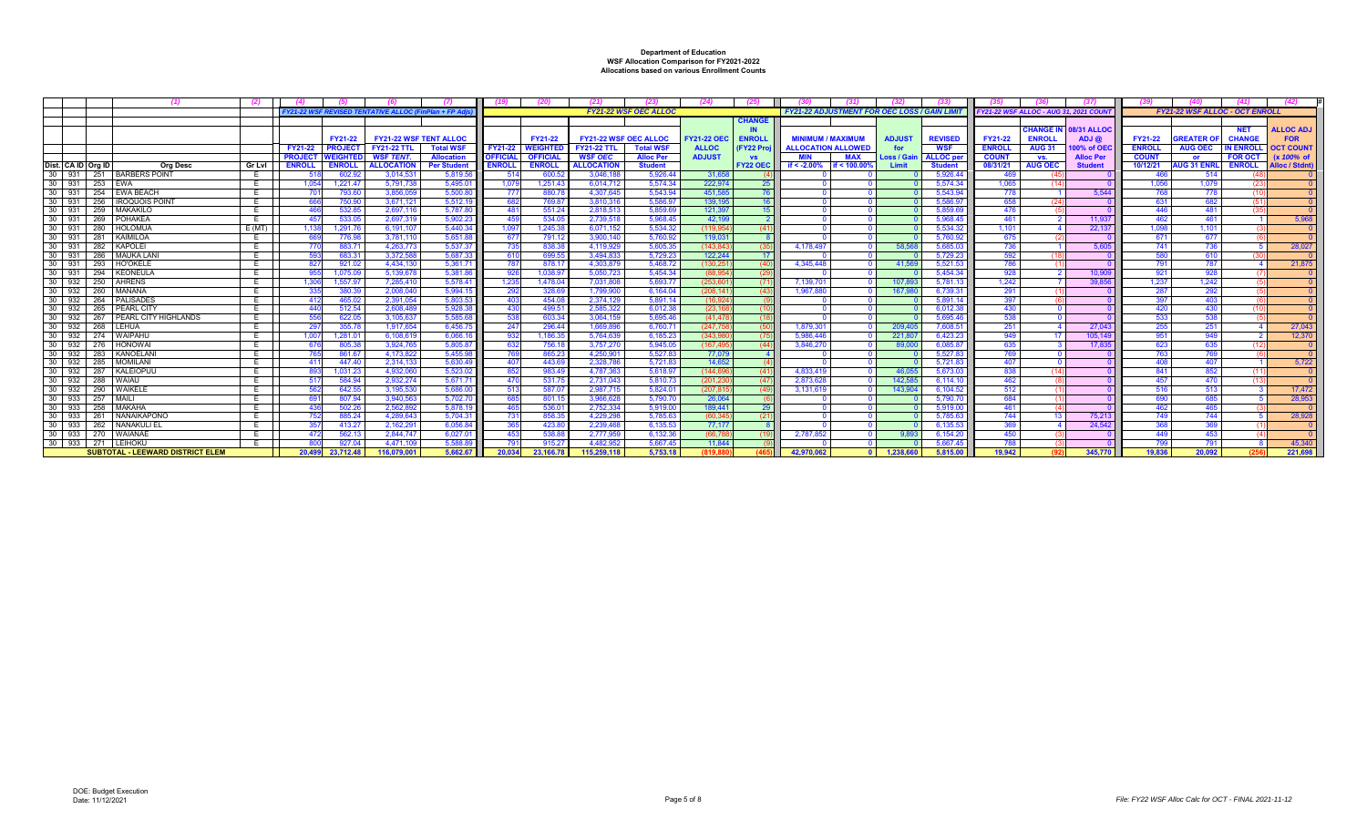# Department of Education
## WSF Allocation Comparison for FY2021-2022
### Allocations based on various Enrollment Counts

| | | | (1) | (2) | (4) | (5) | (6) | (7) | (19) | (20) | (21) | (23) | (24) | (25) | (30) | (31) | (32) | (33) | (35) | (36) | (37) | (39) | (40) | (41) | (42) |
|---|---|---|---|---|---|---|---|---|---|---|---|---|---|---|---|---|---|---|---|---|---|---|---|---|---|
| | | | | | FY21-22 WSF REVISED TENTATIVE ALLOC (FinPlan + FP Adjs) | | | | FY21-22 WSF OEC ALLOC | | | | | | FY21-22 ADJUSTMENT FOR OEC LOSS / GAIN LIMIT | | | | FY21-22 WSF ALLOC - AUG 31, 2021 COUNT | | | FY21-22 WSF ALLOC - OCT ENROLL | | | |
| Dist. | CA ID | Org ID | Org Desc | Gr Lvl | FY21-22 PROJECT ENROLL | FY21-22 PROJECT WEIGHTED ENROLL | FY21-22 WSF TENT ALLOC FY21-22 TTL WSF TENT. ALLOCATION | Total WSF Allocation Per Student | FY21-22 OFFICIAL ENROLL | FY21-22 OFFICIAL WEIGHTED ENROLL | FY21-22 WSF OEC ALLOC FY21-22 TTL WSF OEC ALLOCATION | Total WSF Alloc Per Student | FY21-22 OEC ALLOC ADJUST | CHANGE IN ENROLL (FY22 Proj vs FY22 OEC) | MINIMUM / MAXIMUM ALLOCATION ALLOWED MIN if < -2.00% | MAX if < 100.00% | ADJUST for Loss / Gain Limit | REVISED WSF ALLOC per Student | FY21-22 ENROLL COUNT 08/31/21 | CHANGE IN ENROLL AUG 31 vs. AUG OEC | 08/31 ALLOC ADJ @ 100% of OEC Alloc Per Student | FY21-22 ENROLL COUNT 10/12/21 | GREATER OF AUG OEC or AUG 31 ENRL | NET CHANGE IN ENROLL FOR OCT | ALLOC ADJ FOR OCT COUNT (x 100% of Alloc / Stdnt) |
| 30 | 931 | 251 | BARBERS POINT | E | 518 | 602.92 | 3,014,531 | 5,819.56 | 514 | 600.52 | 3,046,188 | 5,926.44 | 31,658 | (4) | 0 | 0 | 0 | 5,926.44 | 469 | (45) | 0 | 466 | 514 | (48) | 0 |
| 30 | 931 | 253 | EWA | E | 1,054 | 1,221.47 | 5,791,738 | 5,495.01 | 1,079 | 1,251.43 | 6,014,712 | 5,574.34 | 222,974 | 25 | 0 | 0 | 0 | 5,574.34 | 1,065 | (14) | 0 | 1,056 | 1,079 | (23) | 0 |
| 30 | 931 | 254 | EWA BEACH | E | 701 | 793.60 | 3,856,059 | 5,500.80 | 777 | 880.78 | 4,307,645 | 5,543.94 | 451,585 | 76 | 0 | 0 | 0 | 5,543.94 | 778 | 1 | 5,544 | 768 | 778 | (10) | 0 |
| 30 | 931 | 256 | IROQUOIS POINT | E | 666 | 750.90 | 3,671,121 | 5,512.19 | 682 | 769.87 | 3,810,316 | 5,586.97 | 139,195 | 16 | 0 | 0 | 0 | 5,586.97 | 658 | (24) | 0 | 631 | 682 | (51) | 0 |
| 30 | 931 | 259 | MAKAKILO | E | 466 | 532.85 | 2,697,116 | 5,787.80 | 481 | 551.24 | 2,818,513 | 5,859.69 | 121,397 | 15 | 0 | 0 | 0 | 5,859.69 | 476 | (5) | 0 | 446 | 481 | (35) | 0 |
| 30 | 931 | 269 | POHAKEA | E | 457 | 533.05 | 2,697,319 | 5,902.23 | 459 | 534.05 | 2,739,518 | 5,968.45 | 42,199 | 2 | 0 | 0 | 0 | 5,968.45 | 461 | 2 | 11,937 | 462 | 461 | 1 | 5,968 |
| 30 | 931 | 280 | HOLOMUA | E (MT) | 1,138 | 1,291.76 | 6,191,107 | 5,440.34 | 1,097 | 1,245.38 | 6,071,152 | 5,534.32 | (119,954) | (41) | 0 | 0 | 0 | 5,534.32 | 1,101 | 4 | 22,137 | 1,098 | 1,101 | (3) | 0 |
| 30 | 931 | 281 | KAIMILOA | E | 669 | 776.98 | 3,781,110 | 5,651.88 | 677 | 791.12 | 3,900,140 | 5,760.92 | 119,031 | 8 | 0 | 0 | 0 | 5,760.92 | 675 | (2) | 0 | 671 | 677 | (6) | 0 |
| 30 | 931 | 282 | KAPOLEI | E | 770 | 883.71 | 4,263,773 | 5,537.37 | 735 | 838.38 | 4,119,929 | 5,605.35 | (143,843) | (35) | 4,178,497 | 0 | 58,568 | 5,685.03 | 736 | 1 | 5,605 | 741 | 736 | 5 | 28,027 |
| 30 | 931 | 286 | MAUKA LANI | E | 593 | 683.31 | 3,372,588 | 5,687.33 | 610 | 699.55 | 3,494,833 | 5,729.23 | 122,244 | 17 | 0 | 0 | 0 | 5,729.23 | 592 | (18) | 0 | 580 | 610 | (30) | 0 |
| 30 | 931 | 293 | HO'OKELE | E | 827 | 921.02 | 4,434,130 | 5,361.71 | 787 | 876.17 | 4,303,879 | 5,468.72 | (130,251) | (40) | 4,345,448 | 0 | 41,569 | 5,521.53 | 786 | (1) | 0 | 791 | 787 | 4 | 21,875 |
| 30 | 931 | 294 | KEONEULA | E | 955 | 1,075.09 | 5,139,678 | 5,381.86 | 926 | 1,038.97 | 5,050,723 | 5,454.34 | (88,954) | (29) | 0 | 0 | 0 | 5,454.34 | 928 | 2 | 10,909 | 921 | 928 | (7) | 0 |
| 30 | 932 | 250 | AHRENS | E | 1,306 | 1,557.97 | 7,285,410 | 5,578.41 | 1,235 | 1,478.04 | 7,031,808 | 5,693.77 | (253,601) | (71) | 7,139,701 | 0 | 107,893 | 5,781.13 | 1,242 | 7 | 39,856 | 1,237 | 1,242 | (5) | 0 |
| 30 | 932 | 260 | MANANA | E | 335 | 380.39 | 2,008,040 | 5,994.15 | 292 | 328.69 | 1,799,900 | 6,164.04 | (208,141) | (43) | 1,967,880 | 0 | 167,980 | 6,739.31 | 291 | (1) | 0 | 287 | 292 | (5) | 0 |
| 30 | 932 | 264 | PALISADES | E | 412 | 465.02 | 2,391,054 | 5,803.53 | 403 | 454.08 | 2,374,129 | 5,891.14 | (16,924) | (9) | 0 | 0 | 0 | 5,891.14 | 397 | (6) | 0 | 397 | 403 | (6) | 0 |
| 30 | 932 | 265 | PEARL CITY | E | 440 | 512.54 | 2,608,489 | 5,928.38 | 430 | 499.51 | 2,585,322 | 6,012.38 | (23,168) | (10) | 0 | 0 | 0 | 6,012.38 | 430 | 0 | 0 | 420 | 430 | (10) | 0 |
| 30 | 932 | 267 | PEARL CITY HIGHLANDS | E | 556 | 622.05 | 3,105,637 | 5,585.68 | 538 | 603.34 | 3,064,159 | 5,695.46 | (41,478) | (18) | 0 | 0 | 0 | 5,695.46 | 538 | 0 | 0 | 533 | 538 | (5) | 0 |
| 30 | 932 | 268 | LEHUA | E | 297 | 355.78 | 1,917,654 | 6,456.75 | 247 | 296.44 | 1,669,896 | 6,760.71 | (247,758) | (50) | 1,879,301 | 0 | 209,405 | 7,608.51 | 251 | 4 | 27,043 | 255 | 251 | 4 | 27,043 |
| 30 | 932 | 274 | WAIPAHU | E | 1,007 | 1,281.01 | 6,108,619 | 6,066.16 | 932 | 1,186.35 | 5,764,639 | 6,185.23 | (343,980) | (75) | 5,986,446 | 0 | 221,807 | 6,423.23 | 949 | 17 | 105,149 | 951 | 949 | 2 | 12,370 |
| 30 | 932 | 276 | HONOWAI | E | 676 | 805.38 | 3,924,765 | 5,805.87 | 632 | 756.18 | 3,757,270 | 5,945.05 | (167,495) | (44) | 3,846,270 | 0 | 89,000 | 6,085.87 | 635 | 3 | 17,835 | 623 | 635 | (12) | 0 |
| 30 | 932 | 283 | KANOELANI | E | 765 | 861.67 | 4,173,822 | 5,455.98 | 769 | 865.23 | 4,250,901 | 5,527.83 | 77,079 | 4 | 0 | 0 | 0 | 5,527.83 | 769 | 0 | 0 | 763 | 769 | (6) | 0 |
| 30 | 932 | 285 | MOMILANI | E | 411 | 447.40 | 2,314,133 | 5,630.49 | 407 | 443.69 | 2,328,786 | 5,721.83 | 14,652 | (4) | 0 | 0 | 0 | 5,721.83 | 407 | 0 | 0 | 408 | 407 | 1 | 5,722 |
| 30 | 932 | 287 | KALEIOPUU | E | 893 | 1,031.23 | 4,932,060 | 5,523.02 | 852 | 983.49 | 4,787,363 | 5,618.97 | (144,696) | (41) | 4,833,419 | 0 | 46,055 | 5,673.03 | 838 | (14) | 0 | 841 | 852 | (11) | 0 |
| 30 | 932 | 288 | WAIAU | E | 517 | 584.94 | 2,932,274 | 5,671.71 | 470 | 531.75 | 2,731,043 | 5,810.73 | (201,230) | (47) | 2,873,628 | 0 | 142,585 | 6,114.10 | 462 | (8) | 0 | 457 | 470 | (13) | 0 |
| 30 | 932 | 290 | WAIKELE | E | 562 | 642.55 | 3,195,530 | 5,686.00 | 513 | 587.07 | 2,987,715 | 5,824.01 | (207,815) | (49) | 3,131,619 | 0 | 143,904 | 6,104.52 | 512 | (1) | 0 | 516 | 513 | 3 | 17,472 |
| 30 | 933 | 257 | MAILI | E | 691 | 807.94 | 3,940,563 | 5,702.70 | 685 | 801.15 | 3,966,628 | 5,790.70 | 26,064 | (6) | 0 | 0 | 0 | 5,790.70 | 684 | (1) | 0 | 690 | 685 | 5 | 28,953 |
| 30 | 933 | 258 | MAKAHA | E | 436 | 502.26 | 2,562,892 | 5,878.19 | 465 | 536.01 | 2,752,334 | 5,919.00 | 189,441 | 29 | 0 | 0 | 0 | 5,919.00 | 461 | (4) | 0 | 462 | 465 | (3) | 0 |
| 30 | 933 | 261 | NANAIKAPONO | E | 752 | 885.24 | 4,289,643 | 5,704.31 | 731 | 858.35 | 4,229,298 | 5,785.63 | (60,345) | (21) | 0 | 0 | 0 | 5,785.63 | 744 | 13 | 75,213 | 749 | 744 | 5 | 28,928 |
| 30 | 933 | 262 | NANAKULI EL | E | 357 | 413.27 | 2,162,291 | 6,056.84 | 365 | 423.80 | 2,239,468 | 6,135.53 | 77,177 | 8 | 0 | 0 | 0 | 6,135.53 | 369 | 4 | 24,542 | 368 | 369 | (1) | 0 |
| 30 | 933 | 270 | WAIANAE | E | 472 | 562.13 | 2,844,747 | 6,027.01 | 453 | 538.88 | 2,777,959 | 6,132.36 | (66,788) | (19) | 2,787,852 | 0 | 9,893 | 6,154.20 | 450 | (3) | 0 | 449 | 453 | (4) | 0 |
| 30 | 933 | 271 | LEIHOKU | E | 800 | 927.04 | 4,471,109 | 5,588.89 | 791 | 915.27 | 4,482,952 | 5,667.45 | 11,844 | (9) | 0 | 0 | 0 | 5,667.45 | 788 | (3) | 0 | 799 | 791 | 8 | 45,340 |
| | | | SUBTOTAL - LEEWARD DISTRICT ELEM | | 20,499 | 23,712.48 | 116,079,001 | 5,662.67 | 20,034 | 23,166.78 | 115,259,118 | 5,753.18 | (819,880) | (465) | 42,970,062 | 0 | 1,238,660 | 5,815.00 | 19,942 | (92) | 345,770 | 19,836 | 20,092 | (256) | 221,698 |

DOE: Budget Execution
Date: 11/12/2021

File: FY22 WSF Alloc Calc for OCT - FINAL 2021-11-12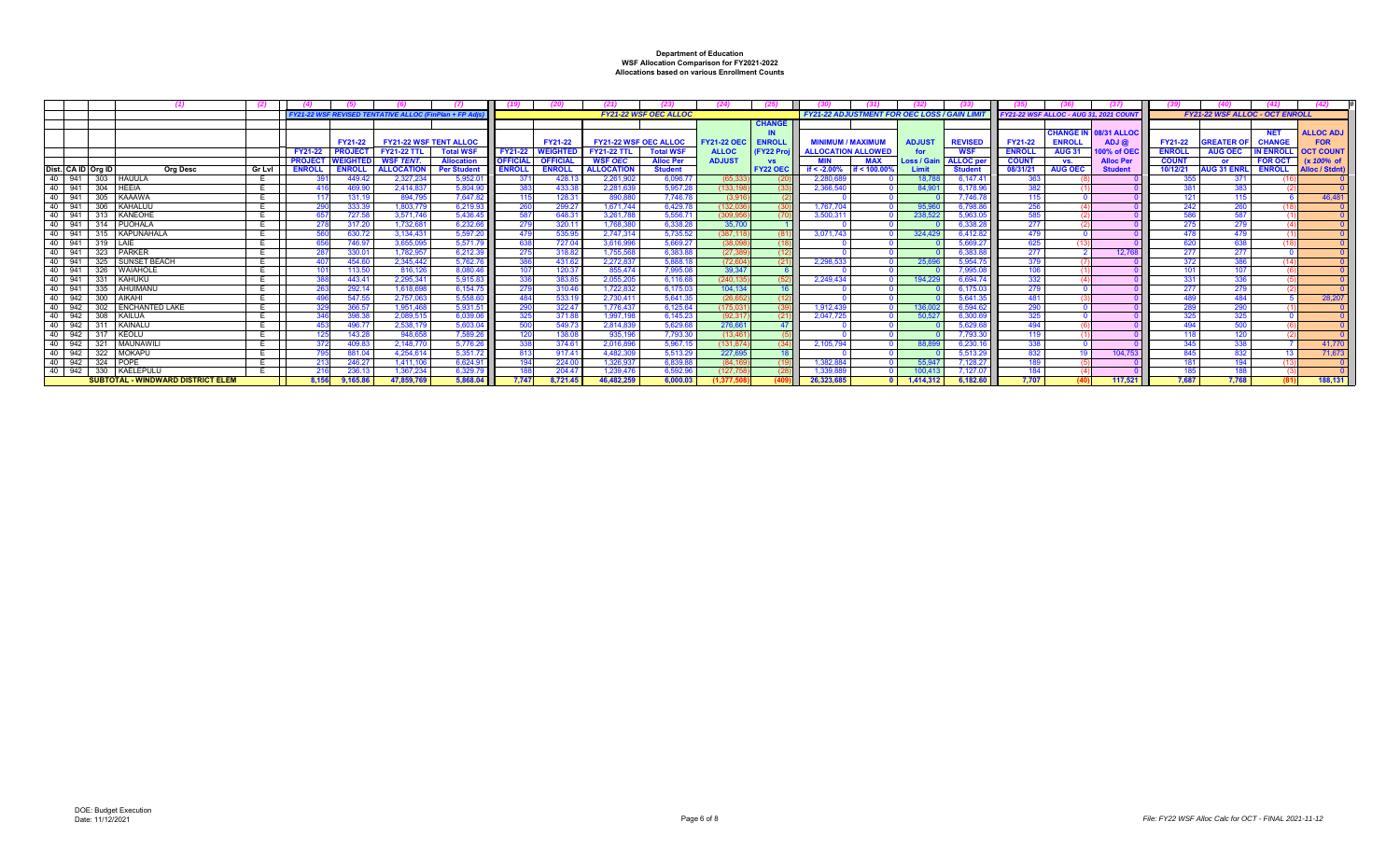# Department of Education
## WSF Allocation Comparison for FY2021-2022
### Allocations based on various Enrollment Counts

| | | | (1) | (2) | (4) | (5) | (6) | (7) | (19) | (20) | (21) | (23) | (24) | (25) | (30) | (31) | (32) | (33) | (35) | (36) | (37) | (39) | (40) | (41) | (42) |
|---|---|---|---|---|---|---|---|---|---|---|---|---|---|---|---|---|---|---|---|---|---|---|---|---|---|
| | | | | | FY21-22 WSF REVISED TENTATIVE ALLOC (FinPlan + FP Adjs) | | | | FY21-22 WSF OEC ALLOC | | | | | | FY21-22 ADJUSTMENT FOR OEC LOSS / GAIN LIMIT | | | | FY21-22 WSF ALLOC - AUG 31, 2021 COUNT | | | FY21-22 WSF ALLOC - OCT ENROLL | | | |
| | | | | | FY21-22 PROJECT ENROLL | FY21-22 PROJECT WEIGHTED ENROLL | FY21-22 WSF TENT ALLOC FY21-22 TTL WSF TENT. ALLOCATION | Total WSF Allocation Per Student | FY21-22 OFFICIAL ENROLL | FY21-22 WEIGHTED OFFICIAL ENROLL | FY21-22 WSF OEC ALLOC FY21-22 TTL WSF OEC ALLOCATION | Total WSF Alloc Per Student | FY21-22 OEC ALLOC ADJUST | CHANGE IN ENROLL (FY22 Proj vs FY22 OEC | MINIMUM / MAXIMUM ALLOCATION ALLOWED MIN if < -2.00% | MAX if < 100.00% | ADJUST for Loss / Gain Limit | REVISED WSF ALLOC per Student | FY21-22 ENROLL COUNT 08/31/21 | CHANGE IN ENROLL AUG 31 vs. AUG OEC | 08/31 ALLOC ADJ @ 100% of OEC Alloc Per Student | FY21-22 ENROLL COUNT 10/12/21 | GREATER OF AUG OEC or AUG 31 ENRL | NET CHANGE IN ENROLL FOR OCT ENROLL | ALLOC ADJ FOR OCT COUNT (x 100% of Alloc / Stdnt) |
| Dist. | CA ID | Org ID | Org Desc | Gr Lvl | | | | | | | | | | | | | | | | | | | | | |
| 40 | 941 | 303 | HAUULA | E | 391 | 449.42 | 2,327,234 | 5,952.01 | 371 | 428.13 | 2,261,902 | 6,096.77 | (65,333) | (20) | 2,280,689 | 0 | 18,788 | 6,147.41 | 363 | (8) | 0 | 355 | 371 | (16) | 0 |
| 40 | 941 | 304 | HEEIA | E | 416 | 469.90 | 2,414,837 | 5,804.90 | 383 | 433.38 | 2,281,639 | 5,957.28 | (133,198) | (33) | 2,366,540 | 0 | 84,901 | 6,178.96 | 382 | (1) | 0 | 381 | 383 | (2) | 0 |
| 40 | 941 | 305 | KAAAWA | E | 117 | 131.19 | 894,795 | 7,647.82 | 115 | 128.31 | 890,880 | 7,746.78 | (3,916) | (2) | 0 | 0 | 0 | 7,746.78 | 115 | 0 | 0 | 121 | 115 | 6 | 46,481 |
| 40 | 941 | 306 | KAHALUU | E | 290 | 333.39 | 1,803,779 | 6,219.93 | 260 | 299.27 | 1,671,744 | 6,429.78 | (132,036) | (30) | 1,767,704 | 0 | 95,960 | 6,798.86 | 256 | (4) | 0 | 242 | 260 | (18) | 0 |
| 40 | 941 | 313 | KANEOHE | E | 657 | 727.58 | 3,571,746 | 5,436.45 | 587 | 648.31 | 3,261,788 | 5,556.71 | (309,956) | (70) | 3,500,311 | 0 | 238,522 | 5,963.05 | 585 | (2) | 0 | 586 | 587 | (1) | 0 |
| 40 | 941 | 314 | PUOHALA | E | 278 | 317.20 | 1,732,681 | 6,232.66 | 279 | 320.11 | 1,768,380 | 6,338.28 | 35,700 | 1 | 0 | 0 | 0 | 6,338.28 | 277 | (2) | 0 | 275 | 279 | (4) | 0 |
| 40 | 941 | 315 | KAPUNAHALA | E | 560 | 630.72 | 3,134,431 | 5,597.20 | 479 | 535.95 | 2,747,314 | 5,735.52 | (387,118) | (81) | 3,071,743 | 0 | 324,429 | 6,412.82 | 479 | 0 | 0 | 478 | 479 | (1) | 0 |
| 40 | 941 | 319 | LAIE | E | 656 | 746.97 | 3,655,095 | 5,571.79 | 638 | 727.04 | 3,616,996 | 5,669.27 | (38,098) | (18) | 0 | 0 | 0 | 5,669.27 | 625 | (13) | 0 | 620 | 638 | (18) | 0 |
| 40 | 941 | 323 | PARKER | E | 287 | 330.01 | 1,782,957 | 6,212.39 | 275 | 318.82 | 1,755,568 | 6,383.88 | (27,389) | (12) | 0 | 0 | 0 | 6,383.88 | 277 | 2 | 12,768 | 277 | 277 | 0 | 0 |
| 40 | 941 | 325 | SUNSET BEACH | E | 407 | 454.60 | 2,345,442 | 5,762.76 | 386 | 431.62 | 2,272,837 | 5,888.18 | (72,604) | (21) | 2,298,533 | 0 | 25,696 | 5,954.75 | 379 | (7) | 0 | 372 | 386 | (14) | 0 |
| 40 | 941 | 326 | WAIAHOLE | E | 101 | 113.50 | 816,126 | 8,080.46 | 107 | 120.37 | 855,474 | 7,995.08 | 39,347 | 6 | 0 | 0 | 0 | 7,995.08 | 106 | (1) | 0 | 101 | 107 | (6) | 0 |
| 40 | 941 | 331 | KAHUKU | E | 388 | 443.41 | 2,295,341 | 5,915.83 | 336 | 383.85 | 2,055,205 | 6,116.68 | (240,135) | (52) | 2,249,434 | 0 | 194,229 | 6,694.74 | 332 | (4) | 0 | 331 | 336 | (5) | 0 |
| 40 | 941 | 335 | AHUIMANU | E | 263 | 292.14 | 1,618,698 | 6,154.75 | 279 | 310.48 | 1,722,832 | 6,175.03 | 104,134 | 16 | 0 | 0 | 0 | 6,175.03 | 279 | 0 | 0 | 277 | 279 | (2) | 0 |
| 40 | 942 | 300 | AIKAHI | E | 496 | 547.55 | 2,757,063 | 5,558.60 | 484 | 533.19 | 2,730,411 | 5,641.35 | (26,652) | (12) | 0 | 0 | 0 | 5,641.35 | 481 | (3) | 0 | 489 | 484 | 5 | 28,207 |
| 40 | 942 | 302 | ENCHANTED LAKE | E | 329 | 366.57 | 1,951,468 | 5,931.51 | 290 | 322.47 | 1,776,437 | 6,125.64 | (175,031) | (39) | 1,912,439 | 0 | 136,002 | 6,594.62 | 290 | 0 | 0 | 289 | 290 | (1) | 0 |
| 40 | 942 | 308 | KAILUA | E | 346 | 398.38 | 2,089,515 | 6,039.06 | 325 | 371.88 | 1,997,198 | 6,145.23 | (92,317) | (21) | 2,047,725 | 0 | 50,527 | 6,300.69 | 325 | 0 | 0 | 325 | 325 | 0 | 0 |
| 40 | 942 | 311 | KAINALU | E | 453 | 496.77 | 2,538,179 | 5,603.04 | 500 | 549.73 | 2,814,839 | 5,629.68 | 276,661 | 47 | 0 | 0 | 0 | 5,629.68 | 494 | (6) | 0 | 494 | 500 | (6) | 0 |
| 40 | 942 | 317 | KEOLU | E | 125 | 143.28 | 948,658 | 7,589.26 | 120 | 138.08 | 935,196 | 7,793.30 | (13,461) | (5) | 0 | 0 | 0 | 7,793.30 | 119 | (1) | 0 | 118 | 120 | (2) | 0 |
| 40 | 942 | 321 | MAUNAWILI | E | 372 | 409.83 | 2,148,770 | 5,776.26 | 338 | 374.61 | 2,016,896 | 5,967.15 | (131,874) | (34) | 2,105,794 | 0 | 88,899 | 6,230.16 | 338 | 0 | 0 | 345 | 338 | 7 | 41,770 |
| 40 | 942 | 322 | MOKAPU | E | 795 | 881.04 | 4,254,614 | 5,351.72 | 813 | 917.41 | 4,482,309 | 5,513.29 | 227,695 | 18 | 0 | 0 | 0 | 5,513.29 | 832 | 19 | 104,753 | 845 | 832 | 13 | 71,673 |
| 40 | 942 | 324 | POPE | E | 213 | 246.27 | 1,411,106 | 6,624.91 | 194 | 224.00 | 1,326,937 | 6,839.88 | (84,169) | (19) | 1,382,884 | 0 | 55,947 | 7,128.27 | 189 | (5) | 0 | 181 | 194 | (13) | 0 |
| 40 | 942 | 330 | KAELEPULU | E | 216 | 236.13 | 1,367,234 | 6,329.79 | 188 | 204.47 | 1,239,476 | 6,592.96 | (127,758) | (28) | 1,339,889 | 0 | 100,413 | 7,127.07 | 184 | (4) | 0 | 185 | 188 | (3) | 0 |
| | | | **SUBTOTAL - WINDWARD DISTRICT ELEM** | | **8,156** | **9,165.86** | **47,859,769** | **5,868.04** | **7,747** | **8,721.45** | **46,482,259** | **6,000.03** | **(1,377,508)** | **(409)** | **26,323,685** | **0** | **1,414,312** | **6,182.60** | **7,707** | **(40)** | **117,521** | **7,687** | **7,768** | **(81)** | **188,131** |

DOE: Budget Execution
Date: 11/12/2021

File: FY22 WSF Alloc Calc for OCT Count - FINAL 2021-11-12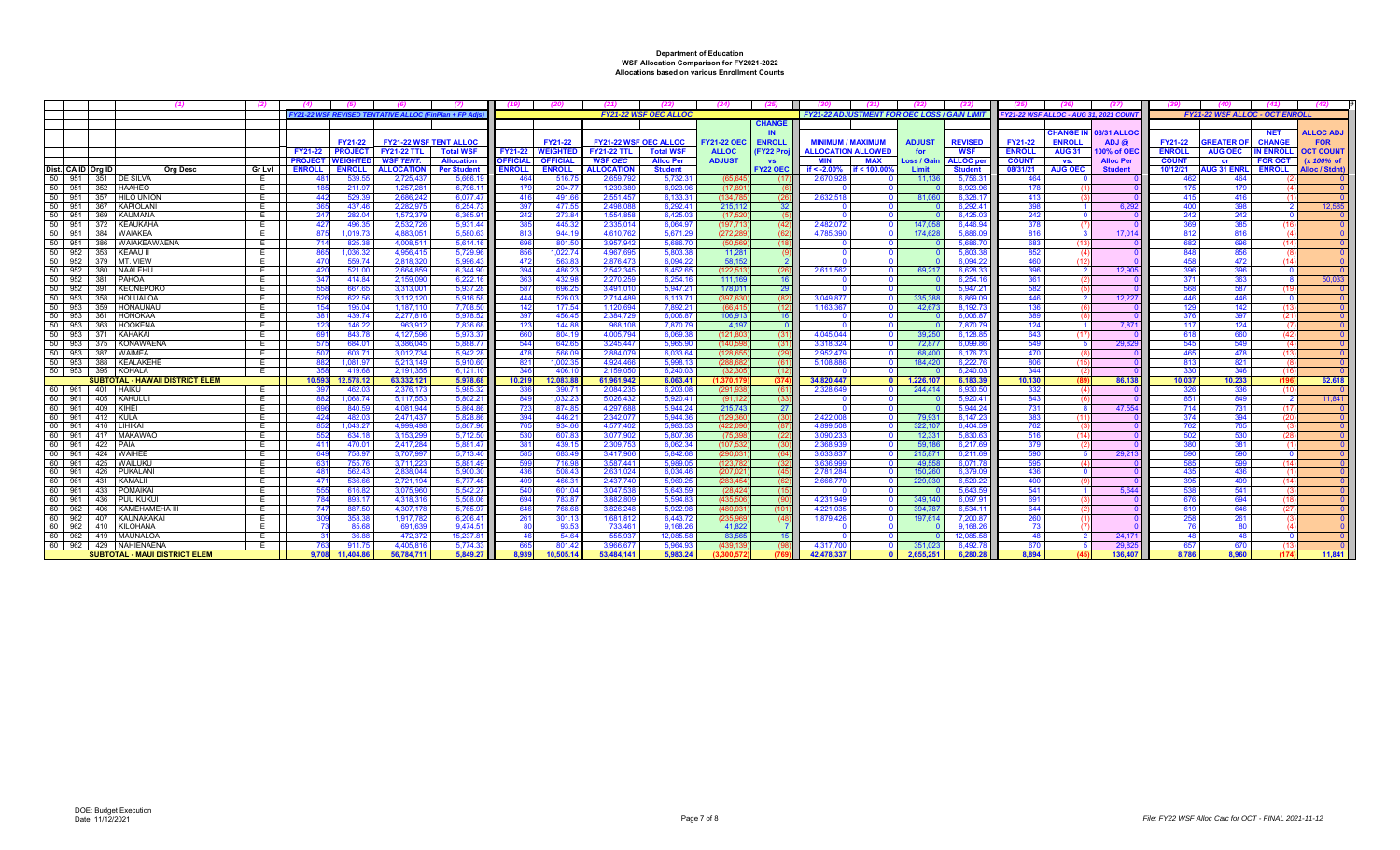# Department of Education
## WSF Allocation Comparison for FY2021-2022
### Allocations based on various Enrollment Counts

| Dist. | CA ID | Org ID | (1) Org Desc | (2) Gr Lvl | (4) FY21-22 PROJECT ENROLL | (5) FY21-22 PROJECT WEIGHTED ENROLL | (6) FY21-22 TTL WSF TENT. ALLOCATION | (7) Total WSF Allocation Per Student | (19) FY21-22 OFFICIAL ENROLL | (20) FY21-22 OFFICIAL WEIGHTED ENROLL | (21) FY21-22 TTL WSF OEC ALLOCATION | (23) Total WSF Alloc Per Student | (24) FY21-22 OEC ALLOC ADJUST | (25) CHANGE IN ENROLL (FY22 Proj vs FY22 OEC) | (30) MIN if < -2.00% | (31) MAX if < 100.00% | (32) ADJUST for Loss / Gain Limit | (33) REVISED WSF ALLOC per Student | (35) FY21-22 ENROLL COUNT 08/31/21 | (36) CHANGE IN ENROLL AUG 31 vs. AUG OEC | (37) 08/31 ALLOC ADJ @ 100% of OEC Alloc Per Student | (39) FY21-22 ENROLL COUNT 10/12/21 | (40) GREATER OF AUG OEC or AUG 31 ENRL | (41) NET CHANGE IN ENROLL FOR OCT | (42) ALLOC ADJ FOR OCT COUNT (x 100% of Alloc / Stdnt) |
|---|---|---|---|---|---|---|---|---|---|---|---|---|---|---|---|---|---|---|---|---|---|---|---|---|---|
| | | | | | *FY21-22 WSF REVISED TENTATIVE ALLOC (FinPlan + FP Adjs)* | | | | *FY21-22 WSF OEC ALLOC* | | | | | | *FY21-22 ADJUSTMENT FOR OEC LOSS / GAIN LIMIT* | | | | *FY21-22 WSF ALLOC - AUG 31, 2021 COUNT* | | | *FY21-22 WSF ALLOC - OCT ENROLL* | | | |
| 50 | 951 | 351 | DE SILVA | E | 481 | 539.55 | 2,725,437 | 5,666.19 | 464 | 516.75 | 2,659,792 | 5,732.31 | (65,645) | (17) | 2,670,928 | 0 | 11,136 | 5,756.31 | 464 | 0 | 0 | 462 | 464 | (2) | 0 |
| 50 | 951 | 352 | HAAHEO | E | 185 | 211.97 | 1,257,281 | 6,796.11 | 179 | 204.77 | 1,239,389 | 6,923.96 | (17,891) | (6) | 0 | 0 | 0 | 6,923.96 | 178 | (1) | 0 | 175 | 179 | (4) | 0 |
| 50 | 951 | 357 | HILO UNION | E | 442 | 529.39 | 2,686,242 | 6,077.47 | 416 | 491.66 | 2,551,457 | 6,133.31 | (134,785) | (26) | 2,632,518 | 0 | 81,060 | 6,328.17 | 413 | (3) | 0 | 415 | 416 | (1) | 0 |
| 50 | 951 | 367 | KAPIOLANI | E | 365 | 437.46 | 2,282,975 | 6,254.73 | 397 | 477.55 | 2,498,088 | 6,292.41 | 215,112 | 32 | 0 | 0 | 0 | 6,292.41 | 398 | 1 | 6,292 | 400 | 398 | 2 | 12,585 |
| 50 | 951 | 369 | KAUMANA | E | 247 | 282.04 | 1,572,379 | 6,365.91 | 242 | 273.84 | 1,554,858 | 6,425.03 | (17,520) | (5) | 0 | 0 | 0 | 6,425.03 | 242 | 0 | 0 | 242 | 242 | 0 | 0 |
| 50 | 951 | 372 | KEAUKAHA | E | 427 | 496.35 | 2,532,726 | 5,931.44 | 385 | 445.32 | 2,335,014 | 6,064.97 | (197,713) | (42) | 2,482,072 | 0 | 147,058 | 6,446.94 | 378 | (7) | 0 | 369 | 385 | (16) | 0 |
| 50 | 951 | 384 | WAIAKEA | E | 875 | 1,019.73 | 4,883,051 | 5,580.63 | 813 | 944.19 | 4,610,762 | 5,671.29 | (272,289) | (62) | 4,785,390 | 0 | 174,628 | 5,886.09 | 816 | 3 | 17,014 | 812 | 816 | (4) | 0 |
| 50 | 951 | 386 | WAIAKEAWAENA | E | 714 | 825.38 | 4,008,511 | 5,614.16 | 696 | 801.50 | 3,957,942 | 5,686.70 | (50,569) | (18) | 0 | 0 | 0 | 5,686.70 | 683 | (13) | 0 | 682 | 696 | (14) | 0 |
| 50 | 952 | 353 | KEAAU II | E | 865 | 1,036.32 | 4,956,415 | 5,729.96 | 856 | 1,022.74 | 4,967,695 | 5,803.38 | 11,281 | (9) | 0 | 0 | 0 | 5,803.38 | 852 | (4) | 0 | 848 | 856 | (8) | 0 |
| 50 | 952 | 379 | MT. VIEW | E | 470 | 559.74 | 2,818,320 | 5,996.43 | 472 | 563.83 | 2,876,473 | 6,094.22 | 58,152 | 2 | 0 | 0 | 0 | 6,094.22 | 460 | (12) | 0 | 458 | 472 | (14) | 0 |
| 50 | 952 | 380 | NAALEHU | E | 420 | 521.00 | 2,664,859 | 6,344.90 | 394 | 486.23 | 2,542,345 | 6,452.65 | (122,513) | (26) | 2,611,562 | 0 | 69,217 | 6,628.33 | 396 | 2 | 12,905 | 396 | 396 | 0 | 0 |
| 50 | 952 | 381 | PAHOA | E | 347 | 414.84 | 2,159,090 | 6,222.16 | 363 | 432.98 | 2,270,259 | 6,254.16 | 111,169 | 16 | 0 | 0 | 0 | 6,254.16 | 361 | (2) | 0 | 371 | 363 | 8 | 50,033 |
| 50 | 952 | 391 | KEONEPOKO | E | 558 | 667.65 | 3,313,001 | 5,937.28 | 587 | 696.25 | 3,491,010 | 5,947.21 | 178,011 | 29 | 0 | 0 | 0 | 5,947.21 | 582 | (5) | 0 | 568 | 587 | (19) | 0 |
| 50 | 953 | 358 | HOLUALOA | E | 526 | 622.56 | 3,112,120 | 5,916.58 | 444 | 526.03 | 2,714,489 | 6,113.71 | (397,630) | (82) | 3,049,877 | 0 | 335,388 | 6,869.09 | 446 | 2 | 12,227 | 446 | 446 | 0 | 0 |
| 50 | 953 | 359 | HONAUNAU | E | 154 | 195.04 | 1,187,110 | 7,708.50 | 142 | 177.54 | 1,120,694 | 7,892.21 | (66,415) | (12) | 1,163,367 | 0 | 42,673 | 8,192.73 | 136 | (6) | 0 | 129 | 142 | (13) | 0 |
| 50 | 953 | 361 | HONOKAA | E | 381 | 439.74 | 2,277,816 | 5,978.52 | 397 | 456.45 | 2,384,729 | 6,006.87 | 106,913 | 16 | 0 | 0 | 0 | 6,006.87 | 389 | (8) | 0 | 376 | 397 | (21) | 0 |
| 50 | 953 | 363 | HOOKENA | E | 123 | 146.22 | 963,912 | 7,836.68 | 123 | 144.88 | 968,108 | 7,870.79 | 4,197 | 0 | 0 | 0 | 0 | 7,870.79 | 124 | 1 | 7,871 | 117 | 124 | (7) | 0 |
| 50 | 953 | 371 | KAHAKAI | E | 691 | 843.78 | 4,127,596 | 5,973.37 | 660 | 804.19 | 4,005,794 | 6,069.38 | (121,803) | (31) | 4,045,044 | 0 | 39,250 | 6,128.85 | 643 | (17) | 0 | 618 | 660 | (42) | 0 |
| 50 | 953 | 375 | KONAWAENA | E | 575 | 684.01 | 3,386,045 | 5,888.77 | 544 | 642.65 | 3,245,447 | 5,965.90 | (140,598) | (31) | 3,318,324 | 0 | 72,877 | 6,099.86 | 549 | 5 | 29,829 | 545 | 549 | (4) | 0 |
| 50 | 953 | 387 | WAIMEA | E | 507 | 603.71 | 3,012,734 | 5,942.28 | 478 | 566.09 | 2,884,079 | 6,033.64 | (128,655) | (29) | 2,952,479 | 0 | 68,400 | 6,176.73 | 470 | (8) | 0 | 465 | 478 | (13) | 0 |
| 50 | 953 | 388 | KEALAKEHE | E | 882 | 1,061.97 | 5,213,149 | 5,910.60 | 821 | 1,002.35 | 4,924,466 | 5,998.13 | (288,682) | (61) | 5,108,886 | 0 | 184,420 | 6,222.76 | 806 | (15) | 0 | 813 | 821 | (8) | 0 |
| 50 | 953 | 395 | KOHALA | E | 358 | 419.68 | 2,191,355 | 6,121.10 | 346 | 406.10 | 2,159,050 | 6,240.03 | (32,305) | (12) | 0 | 0 | 0 | 6,240.03 | 344 | (2) | 0 | 330 | 346 | (16) | 0 |
| | | | **SUBTOTAL - HAWAII DISTRICT ELEM** | | **10,593** | **12,578.12** | **63,332,121** | **5,978.68** | **10,219** | **12,083.88** | **61,961,942** | **6,063.41** | **(1,370,179)** | **(374)** | **34,820,447** | **0** | **1,226,107** | **6,183.39** | **10,130** | **(89)** | **86,138** | **10,037** | **10,233** | **(196)** | **62,618** |
| 60 | 961 | 401 | HAIKU | E | 397 | 462.03 | 2,376,173 | 5,985.32 | 336 | 390.71 | 2,084,235 | 6,203.08 | (291,938) | (61) | 2,328,649 | 0 | 244,414 | 6,930.50 | 332 | (4) | 0 | 326 | 336 | (10) | 0 |
| 60 | 961 | 405 | KAHULUI | E | 882 | 1,068.74 | 5,117,553 | 5,802.21 | 849 | 1,032.23 | 5,026,432 | 5,920.41 | (91,122) | (33) | 0 | 0 | 0 | 5,920.41 | 843 | (6) | 0 | 851 | 849 | 2 | 11,841 |
| 60 | 961 | 409 | KIHEI | E | 696 | 840.59 | 4,081,944 | 5,864.86 | 723 | 874.85 | 4,297,688 | 5,944.24 | 215,743 | 27 | 0 | 0 | 0 | 5,944.24 | 731 | 8 | 47,554 | 714 | 731 | (17) | 0 |
| 60 | 961 | 412 | KULA | E | 424 | 482.03 | 2,471,437 | 5,828.86 | 394 | 446.21 | 2,342,077 | 5,944.36 | (129,360) | (30) | 2,422,008 | 0 | 79,931 | 6,147.23 | 383 | (11) | 0 | 374 | 394 | (20) | 0 |
| 60 | 961 | 416 | LIHIKAI | E | 852 | 1,043.27 | 4,999,498 | 5,867.96 | 765 | 934.66 | 4,577,402 | 5,983.53 | (422,096) | (87) | 4,899,508 | 0 | 322,107 | 6,404.59 | 762 | (3) | 0 | 762 | 765 | (3) | 0 |
| 60 | 961 | 417 | MAKAWAO | E | 552 | 634.18 | 3,153,299 | 5,712.50 | 530 | 607.83 | 3,077,902 | 5,807.36 | (75,398) | (22) | 3,090,233 | 0 | 12,331 | 5,830.63 | 516 | (14) | 0 | 502 | 530 | (28) | 0 |
| 60 | 961 | 422 | PAIA | E | 411 | 470.01 | 2,417,284 | 5,881.47 | 381 | 439.15 | 2,309,753 | 6,062.34 | (107,532) | (30) | 2,368,939 | 0 | 59,186 | 6,217.69 | 379 | (2) | 0 | 380 | 381 | (1) | 0 |
| 60 | 961 | 424 | WAIHEE | E | 649 | 758.97 | 3,707,997 | 5,713.40 | 585 | 683.49 | 3,417,966 | 5,842.68 | (290,031) | (64) | 3,633,837 | 0 | 215,871 | 6,211.69 | 590 | 5 | 29,213 | 590 | 590 | 0 | 0 |
| 60 | 961 | 425 | WAILUKU | E | 631 | 755.76 | 3,711,223 | 5,881.49 | 599 | 716.98 | 3,587,441 | 5,989.05 | (123,782) | (32) | 3,636,999 | 0 | 49,558 | 6,071.78 | 595 | (4) | 0 | 585 | 599 | (14) | 0 |
| 60 | 961 | 426 | PUKALANI | E | 481 | 562.43 | 2,838,044 | 5,900.30 | 436 | 508.43 | 2,631,024 | 6,034.46 | (207,021) | (45) | 2,781,284 | 0 | 150,260 | 6,379.09 | 436 | 0 | 0 | 435 | 436 | (1) | 0 |
| 60 | 961 | 431 | KAMALII | E | 471 | 536.66 | 2,721,194 | 5,777.48 | 409 | 466.31 | 2,437,740 | 5,960.25 | (283,454) | (62) | 2,666,770 | 0 | 229,030 | 6,520.22 | 400 | (9) | 0 | 395 | 409 | (14) | 0 |
| 60 | 961 | 433 | POMAIKAI | E | 555 | 616.82 | 3,075,960 | 5,542.27 | 540 | 601.04 | 3,047,538 | 5,643.59 | (28,424) | (15) | 0 | 0 | 0 | 5,643.59 | 541 | 1 | 5,644 | 538 | 541 | (3) | 0 |
| 60 | 961 | 436 | PUU KUKUI | E | 784 | 893.17 | 4,318,316 | 5,508.06 | 694 | 783.87 | 3,882,809 | 5,594.83 | (435,506) | (90) | 4,231,949 | 0 | 349,140 | 6,097.91 | 691 | (3) | 0 | 676 | 694 | (18) | 0 |
| 60 | 962 | 406 | KAMEHAMEHA III | E | 747 | 887.50 | 4,307,178 | 5,765.97 | 646 | 768.68 | 3,826,248 | 5,922.98 | (480,931) | (101) | 4,221,035 | 0 | 394,787 | 6,534.11 | 644 | (2) | 0 | 619 | 646 | (27) | 0 |
| 60 | 962 | 407 | KAUNAKAKAI | E | 309 | 358.38 | 1,917,782 | 6,206.41 | 261 | 301.13 | 1,681,812 | 6,443.72 | (235,969) | (48) | 1,879,426 | 0 | 197,614 | 7,200.87 | 260 | (1) | 0 | 258 | 261 | (3) | 0 |
| 60 | 962 | 410 | KILOHANA | E | 73 | 85.68 | 691,639 | 9,474.51 | 80 | 93.53 | 733,461 | 9,168.26 | 41,822 | 7 | 0 | 0 | 0 | 9,168.26 | 73 | (7) | 0 | 76 | 80 | (4) | 0 |
| 60 | 962 | 419 | MAUNALOA | E | 31 | 36.88 | 472,372 | 15,237.81 | 46 | 54.64 | 555,937 | 12,085.58 | 83,565 | 15 | 0 | 0 | 0 | 12,085.58 | 48 | 2 | 24,171 | 48 | 48 | 0 | 0 |
| 60 | 962 | 429 | NAHIENAENA | E | 763 | 911.75 | 4,405,816 | 5,774.33 | 665 | 801.42 | 3,966,677 | 5,964.93 | (439,139) | (98) | 4,317,700 | 0 | 351,023 | 6,492.78 | 670 | 5 | 29,825 | 657 | 670 | (13) | 0 |
| | | | **SUBTOTAL - MAUI DISTRICT ELEM** | | **9,708** | **11,404.86** | **56,784,711** | **5,849.27** | **8,939** | **10,505.14** | **53,484,141** | **5,983.24** | **(3,300,572)** | **(769)** | **42,478,337** | **0** | **2,655,251** | **6,280.28** | **8,894** | **(45)** | **136,407** | **8,786** | **8,960** | **(174)** | **11,841** |

DOE: Budget Execution
Date: 11/12/2021

File: FY22 WSF Alloc Calc for OCT - FINAL 2021-11-12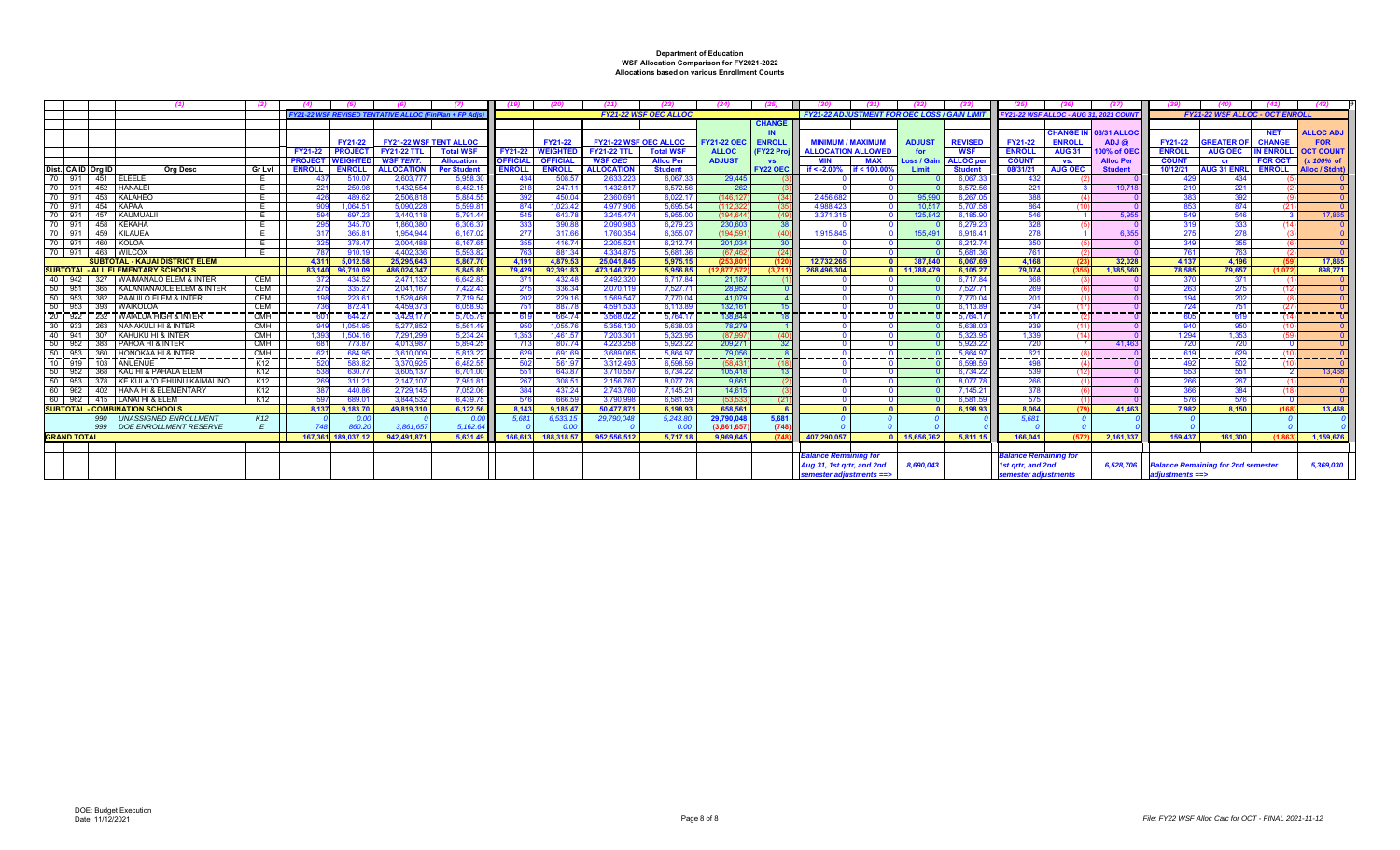# Department of Education
## WSF Allocation Comparison for FY2021-2022
### Allocations based on various Enrollment Counts

| | | | (1) | (2) | (4) | (5) | (6) | (7) | (19) | (20) | (21) | (23) | (24) | (25) | (30) | (31) | (32) | (33) | (35) | (36) | (37) | (39) | (40) | (41) | (42) |
|---|---|---|---|---|---|---|---|---|---|---|---|---|---|---|---|---|---|---|---|---|---|---|---|---|---|
| | | | | | FY21-22 WSF REVISED TENTATIVE ALLOC (FinPlan + FP Adjs) | | | | FY21-22 WSF OEC ALLOC | | | | | | FY21-22 ADJUSTMENT FOR OEC LOSS / GAIN LIMIT | | | | FY21-22 WSF ALLOC - AUG 31, 2021 COUNT | | | FY21-22 WSF ALLOC - OCT ENROLL | | | |
| | | | | | FY21-22 PROJECT ENROLL | FY21-22 PROJECT WEIGHTED ENROLL | FY21-22 WSF TENT ALLOC FY21-22 TTL WSF TENT. ALLOCATION | FY21-22 WSF TENT ALLOC Total WSF Allocation Per Student | FY21-22 OFFICIAL ENROLL | FY21-22 WEIGHTED OFFICIAL ENROLL | FY21-22 WSF OEC ALLOC FY21-22 TTL WSF OEC ALLOCATION | FY21-22 WSF OEC ALLOC Total WSF Alloc Per Student | FY21-22 OEC ALLOC ADJUST | CHANGE IN ENROLL (FY22 Proj vs FY22 OEC) | MINIMUM / MAXIMUM ALLOCATION ALLOWED MIN if < -2.00% | MINIMUM / MAXIMUM ALLOCATION ALLOWED MAX if < 100.00% | ADJUST for Loss / Gain Limit | REVISED WSF ALLOC per Student | FY21-22 ENROLL COUNT 08/31/21 | CHANGE IN ENROLL AUG 31 vs. AUG OEC | 08/31 ALLOC ADJ @ 100% of OEC Alloc Per Student | FY21-22 ENROLL COUNT 10/12/21 | GREATER OF AUG OEC or AUG 31 ENRL | NET CHANGE IN ENROLL FOR OCT ENROLL | ALLOC ADJ FOR OCT COUNT (x 100% of Alloc / Stdnt) |
| **Dist.** | **CA ID** | **Org ID** | **Org Desc** | **Gr Lvl** | | | | | | | | | | | | | | | | | | | | | |
| 70 | 971 | 451 | ELEELE | E | 437 | 510.07 | 2,603,777 | 5,958.30 | 434 | 508.57 | 2,633,223 | 6,067.33 | 29,445 | (3) | 0 | 0 | 0 | 6,067.33 | 432 | (2) | 0 | 429 | 434 | (5) | 0 |
| 70 | 971 | 452 | HANALEI | E | 221 | 250.98 | 1,432,554 | 6,482.15 | 218 | 247.11 | 1,432,817 | 6,572.56 | 262 | (3) | 0 | 0 | 0 | 6,572.56 | 221 | 3 | 19,718 | 219 | 221 | (2) | 0 |
| 70 | 971 | 453 | KALAHEO | E | 426 | 489.62 | 2,506,818 | 5,884.55 | 392 | 450.04 | 2,360,691 | 6,022.17 | (146,127) | (34) | 2,456,682 | 0 | 95,990 | 6,267.05 | 388 | (4) | 0 | 383 | 392 | (9) | 0 |
| 70 | 971 | 454 | KAPAA | E | 909 | 1,064.51 | 5,090,228 | 5,599.81 | 874 | 1,023.42 | 4,977,906 | 5,695.54 | (112,322) | (35) | 4,988,423 | 0 | 10,517 | 5,707.58 | 864 | (10) | 0 | 853 | 874 | (21) | 0 |
| 70 | 971 | 457 | KAUMUALII | E | 594 | 697.23 | 3,440,118 | 5,791.44 | 545 | 643.78 | 3,245,474 | 5,955.00 | (194,644) | (49) | 3,371,315 | 0 | 125,842 | 6,185.90 | 546 | 1 | 5,955 | 549 | 546 | 3 | 17,865 |
| 70 | 971 | 458 | KEKAHA | E | 295 | 345.70 | 1,860,380 | 6,306.37 | 333 | 390.88 | 2,090,983 | 6,279.23 | 230,603 | 38 | 0 | 0 | 0 | 6,279.23 | 328 | (5) | 0 | 319 | 333 | (14) | 0 |
| 70 | 971 | 459 | KILAUEA | E | 317 | 365.81 | 1,954,944 | 6,167.02 | 277 | 317.66 | 1,760,354 | 6,355.07 | (194,591) | (40) | 1,915,845 | 0 | 155,491 | 6,916.41 | 278 | 1 | 6,355 | 275 | 278 | (3) | 0 |
| 70 | 971 | 460 | KOLOA | E | 325 | 378.47 | 2,004,488 | 6,167.65 | 355 | 416.74 | 2,205,521 | 6,212.74 | 201,034 | 30 | 0 | 0 | 0 | 6,212.74 | 350 | (5) | 0 | 349 | 355 | (6) | 0 |
| 70 | 971 | 463 | WILCOX | E | 787 | 910.19 | 4,402,336 | 5,593.82 | 763 | 881.34 | 4,334,875 | 5,681.36 | (67,462) | (24) | 0 | 0 | 0 | 5,681.36 | 761 | (2) | 0 | 761 | 763 | (2) | 0 |
| | | | **SUBTOTAL - KAUAI DISTRICT ELEM** | | 4,311 | 5,012.58 | 25,295,643 | 5,867.70 | 4,191 | 4,879.53 | 25,041,845 | 5,975.15 | (253,801) | (120) | 12,732,265 | 0 | 387,840 | 6,067.69 | 4,168 | (23) | 32,028 | 4,137 | 4,196 | (59) | 17,865 |
| | | | **SUBTOTAL - ALL ELEMENTARY SCHOOLS** | | 83,140 | 96,710.09 | 486,024,347 | 5,845.85 | 79,429 | 92,391.83 | 473,146,772 | 5,956.85 | (12,877,572) | (3,711) | 268,496,304 | 0 | 11,788,479 | 6,105.27 | 79,074 | (355) | 1,385,560 | 78,585 | 79,657 | (1,072) | 898,771 |
| 40 | 942 | 327 | WAIMANALO ELEM & INTER | CEM | 372 | 434.52 | 2,471,132 | 6,642.83 | 371 | 432.48 | 2,492,320 | 6,717.84 | 21,187 | (1) | 0 | 0 | 0 | 6,717.84 | 368 | (3) | 0 | 370 | 371 | (1) | 0 |
| 50 | 951 | 365 | KALANIANAOLE ELEM & INTER | CEM | 275 | 335.27 | 2,041,167 | 7,422.43 | 275 | 336.34 | 2,070,119 | 7,527.71 | 28,952 | 0 | 0 | 0 | 0 | 7,527.71 | 269 | (6) | 0 | 263 | 275 | (12) | 0 |
| 50 | 953 | 382 | PAAUILO ELEM & INTER | CEM | 198 | 223.61 | 1,528,468 | 7,719.54 | 202 | 229.16 | 1,569,547 | 7,770.04 | 41,079 | 4 | 0 | 0 | 0 | 7,770.04 | 201 | (1) | 0 | 194 | 202 | (8) | 0 |
| 50 | 953 | 393 | WAIKOLOA | CEM | 736 | 872.41 | 4,459,373 | 6,058.93 | 751 | 887.78 | 4,591,533 | 6,113.89 | 132,161 | 15 | 0 | 0 | 0 | 6,113.89 | 734 | (17) | 0 | 724 | 751 | (27) | 0 |
| 20 | 922 | 232 | WAIALUA HIGH & INTER | CMH | 601 | 644.27 | 3,429,177 | 5,705.79 | 619 | 664.74 | 3,568,022 | 5,764.17 | 138,844 | 18 | 0 | 0 | 0 | 5,764.17 | 617 | (2) | 0 | 605 | 619 | (14) | 0 |
| 30 | 933 | 263 | NANAKULI HI & INTER | CMH | 949 | 1,054.95 | 5,277,852 | 5,561.49 | 950 | 1,055.78 | 5,356,130 | 5,638.03 | 78,279 | 1 | 0 | 0 | 0 | 5,638.03 | 939 | (11) | 0 | 940 | 950 | (10) | 0 |
| 40 | 941 | 307 | KAHUKU HI & INTER | CMH | 1,393 | 1,504.16 | 7,291,299 | 5,234.24 | 1,353 | 1,461.57 | 7,203,301 | 5,323.95 | (87,997) | (40) | 0 | 0 | 0 | 5,323.95 | 1,339 | (14) | 0 | 1,294 | 1,353 | (59) | 0 |
| 50 | 952 | 383 | PAHOA HI & INTER | CMH | 681 | 773.87 | 4,013,987 | 5,894.25 | 713 | 807.74 | 4,223,258 | 5,923.22 | 209,271 | 32 | 0 | 0 | 0 | 5,923.22 | 720 | 7 | 41,463 | 720 | 720 | 0 | 0 |
| 50 | 953 | 360 | HONOKAA HI & INTER | CMH | 621 | 684.95 | 3,610,009 | 5,813.22 | 629 | 691.69 | 3,689,065 | 5,864.97 | 79,056 | 8 | 0 | 0 | 0 | 5,864.97 | 621 | (8) | 0 | 619 | 629 | (10) | 0 |
| 10 | 919 | 103 | ANUENUE | K12 | 520 | 583.82 | 3,370,925 | 6,482.55 | 502 | 561.97 | 3,312,493 | 6,598.59 | (58,431) | (18) | 0 | 0 | 0 | 6,598.59 | 498 | (4) | 0 | 492 | 502 | (10) | 0 |
| 50 | 952 | 368 | KAU HI & PAHALA ELEM | K12 | 538 | 630.77 | 3,605,137 | 6,701.00 | 551 | 643.87 | 3,710,557 | 6,734.22 | 105,418 | 13 | 0 | 0 | 0 | 6,734.22 | 539 | (12) | 0 | 553 | 551 | 2 | 13,468 |
| 50 | 953 | 378 | KE KULA 'O 'EHUNUIKAIMALINO | K12 | 269 | 311.21 | 2,147,107 | 7,981.81 | 267 | 308.51 | 2,156,787 | 8,077.78 | 9,661 | (2) | 0 | 0 | 0 | 8,077.78 | 266 | (1) | 0 | 266 | 267 | (1) | 0 |
| 60 | 962 | 402 | HANA HI & ELEMENTARY | K12 | 387 | 440.86 | 2,729,145 | 7,052.08 | 384 | 437.24 | 2,743,760 | 7,145.21 | 14,615 | (3) | 0 | 0 | 0 | 7,145.21 | 378 | (6) | 0 | 366 | 384 | (18) | 0 |
| 60 | 962 | 415 | LANAI HI & ELEM | K12 | 597 | 689.01 | 3,844,532 | 6,439.75 | 576 | 666.59 | 3,790,998 | 6,581.59 | (53,533) | (21) | 0 | 0 | 0 | 6,581.59 | 575 | (1) | 0 | 576 | 576 | 0 | 0 |
| | | | **SUBTOTAL - COMBINATION SCHOOLS** | | 8,137 | 9,183.70 | 49,819,310 | 6,122.56 | 8,143 | 9,185.47 | 50,477,871 | 6,198.93 | 658,561 | 6 | 0 | 0 | 0 | 6,198.93 | 8,064 | (79) | 41,463 | 7,982 | 8,150 | (168) | 13,468 |
| | | 990 | *UNASSIGNED ENROLLMENT* | *K12* | *0* | *0.00* | *0* | *0.00* | *5,681* | *6,533.15* | *29,790,048* | *5,243.80* | *29,790,048* | *5,681* | *0* | *0* | *0* | *0* | *5,681* | *0* | *0* | *0* | *0* | *0* | *0* |
| | | 999 | *DOE ENROLLMENT RESERVE* | *E* | *748* | *860.20* | *3,861,657* | *5,162.64* | *0* | *0.00* | *0* | *0.00* | *(3,861,657)* | *(748)* | *0* | *0* | *0* | *0* | *0* | *0* | *0* | *0* | *0* | *0* | *0* |
| **GRAND TOTAL** | | | | | 167,361 | 189,037.12 | 942,491,871 | 5,631.49 | 166,613 | 188,318.57 | 952,556,512 | 5,717.18 | 9,969,645 | (748) | 407,290,057 | 0 | 15,656,762 | 5,811.15 | 166,041 | (572) | 2,161,337 | 159,437 | 161,300 | (1,863) | 1,159,676 |
| | | | | | | | | | | | | | | | Balance Remaining for Aug 31, 1st qrtr, and 2nd semester adjustments ==> | | 8,690,043 | | Balance Remaining for 1st qrtr, and 2nd semester adjustments | | 6,528,706 | Balance Remaining for 2nd semester adjustments ==> | | | 5,369,030 |

DOE: Budget Execution
Date: 11/12/2021

File: FY22 WSF Alloc Calc for OCT - FINAL 2021-11-12